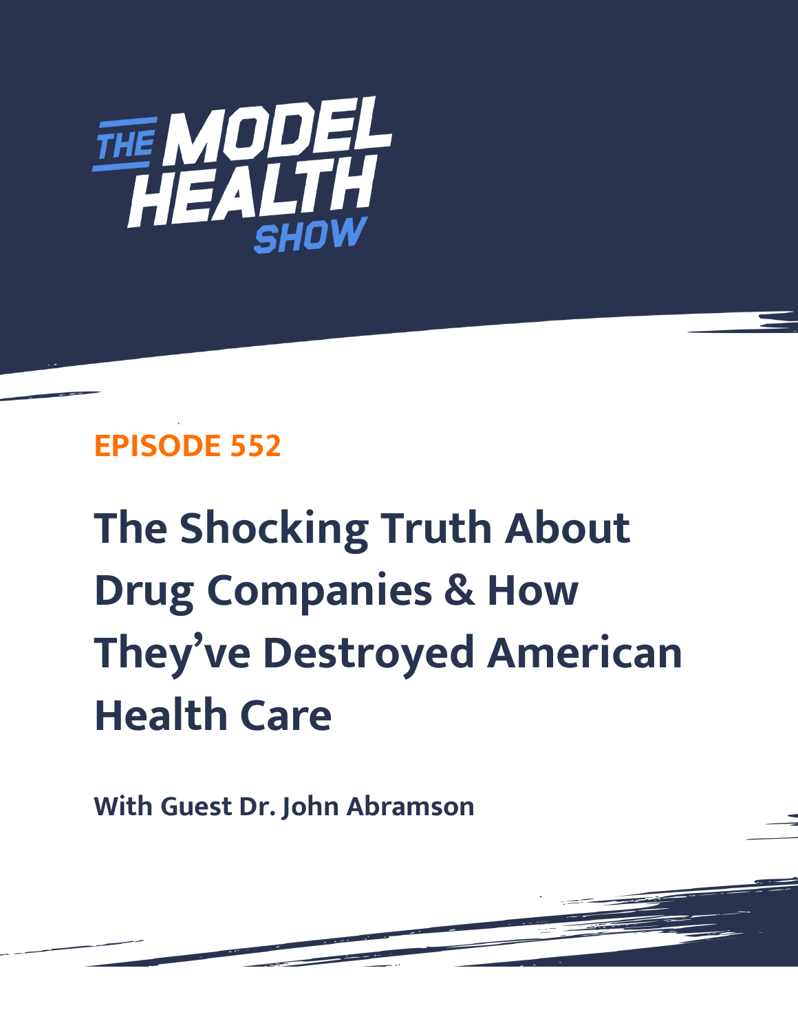THE MODEL HEALTH SHOW

## EPISODE 552

# The Shocking Truth About Drug Companies & How They've Destroyed American Health Care

**With Guest Dr. John Abramson**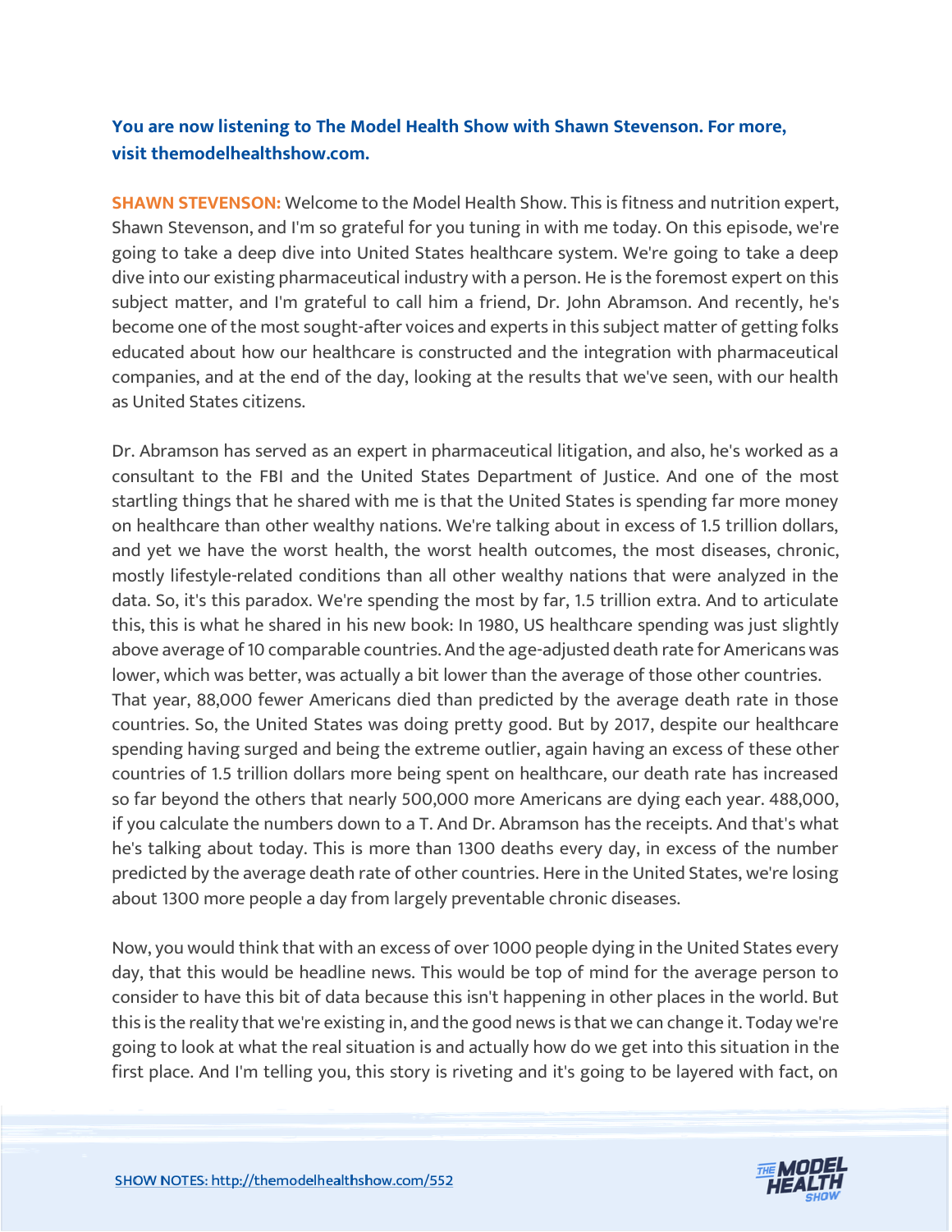**You are now listening to The Model Health Show with Shawn Stevenson. For more, visit themodelhealthshow.com.**

**SHAWN STEVENSON:** Welcome to the Model Health Show. This is fitness and nutrition expert, Shawn Stevenson, and I'm so grateful for you tuning in with me today. On this episode, we're going to take a deep dive into United States healthcare system. We're going to take a deep dive into our existing pharmaceutical industry with a person. He is the foremost expert on this subject matter, and I'm grateful to call him a friend, Dr. John Abramson. And recently, he's become one of the most sought-after voices and experts in this subject matter of getting folks educated about how our healthcare is constructed and the integration with pharmaceutical companies, and at the end of the day, looking at the results that we've seen, with our health as United States citizens.

Dr. Abramson has served as an expert in pharmaceutical litigation, and also, he's worked as a consultant to the FBI and the United States Department of Justice. And one of the most startling things that he shared with me is that the United States is spending far more money on healthcare than other wealthy nations. We're talking about in excess of 1.5 trillion dollars, and yet we have the worst health, the worst health outcomes, the most diseases, chronic, mostly lifestyle-related conditions than all other wealthy nations that were analyzed in the data. So, it's this paradox. We're spending the most by far, 1.5 trillion extra. And to articulate this, this is what he shared in his new book: In 1980, US healthcare spending was just slightly above average of 10 comparable countries. And the age-adjusted death rate for Americans was lower, which was better, was actually a bit lower than the average of those other countries. That year, 88,000 fewer Americans died than predicted by the average death rate in those countries. So, the United States was doing pretty good. But by 2017, despite our healthcare spending having surged and being the extreme outlier, again having an excess of these other countries of 1.5 trillion dollars more being spent on healthcare, our death rate has increased so far beyond the others that nearly 500,000 more Americans are dying each year. 488,000, if you calculate the numbers down to a T. And Dr. Abramson has the receipts. And that's what he's talking about today. This is more than 1300 deaths every day, in excess of the number predicted by the average death rate of other countries. Here in the United States, we're losing about 1300 more people a day from largely preventable chronic diseases.

Now, you would think that with an excess of over 1000 people dying in the United States every day, that this would be headline news. This would be top of mind for the average person to consider to have this bit of data because this isn't happening in other places in the world. But this is the reality that we're existing in, and the good news is that we can change it. Today we're going to look at what the real situation is and actually how do we get into this situation in the first place. And I'm telling you, this story is riveting and it's going to be layered with fact, on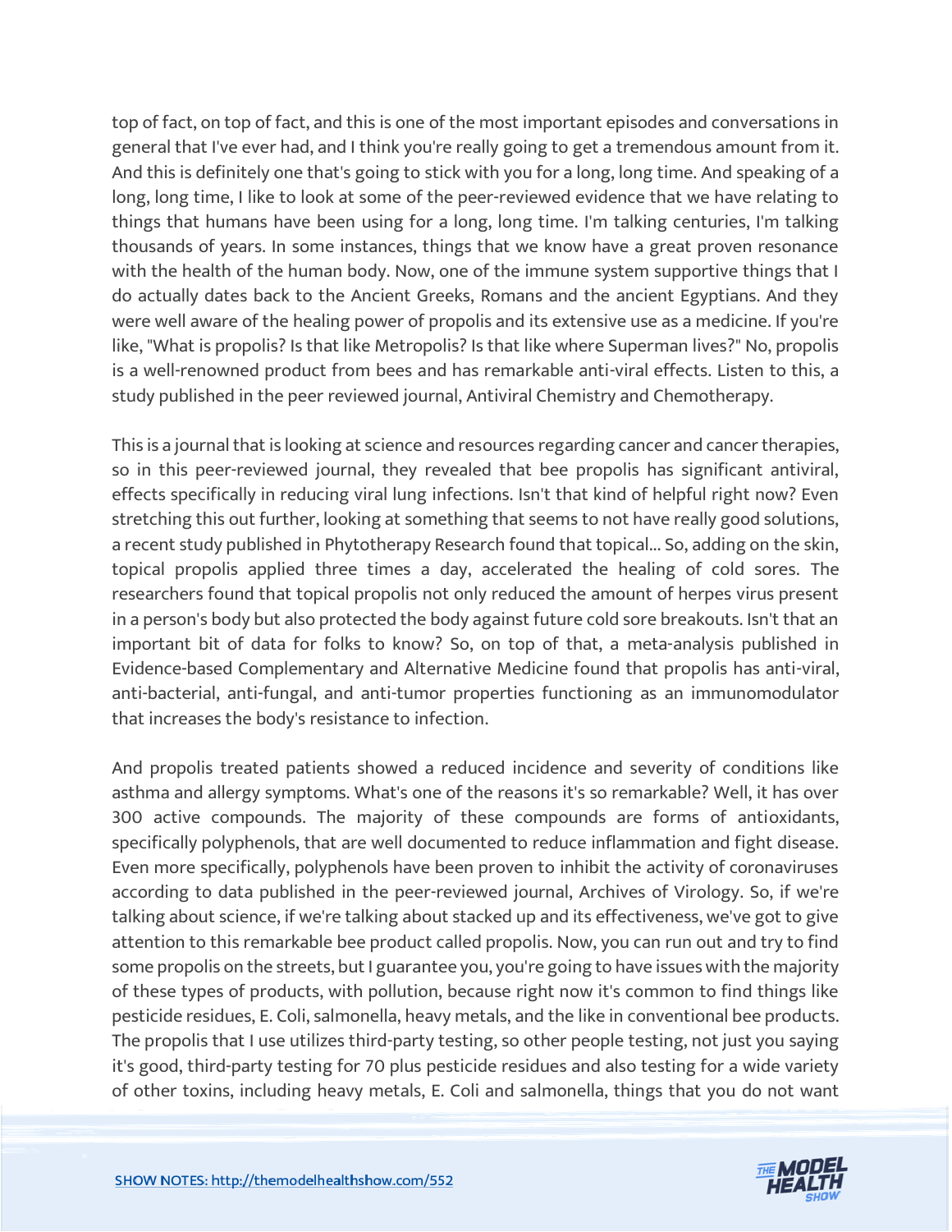top of fact, on top of fact, and this is one of the most important episodes and conversations in general that I've ever had, and I think you're really going to get a tremendous amount from it. And this is definitely one that's going to stick with you for a long, long time. And speaking of a long, long time, I like to look at some of the peer-reviewed evidence that we have relating to things that humans have been using for a long, long time. I'm talking centuries, I'm talking thousands of years. In some instances, things that we know have a great proven resonance with the health of the human body. Now, one of the immune system supportive things that I do actually dates back to the Ancient Greeks, Romans and the ancient Egyptians. And they were well aware of the healing power of propolis and its extensive use as a medicine. If you're like, "What is propolis? Is that like Metropolis? Is that like where Superman lives?" No, propolis is a well-renowned product from bees and has remarkable anti-viral effects. Listen to this, a study published in the peer reviewed journal, Antiviral Chemistry and Chemotherapy.

This is a journal that is looking at science and resources regarding cancer and cancer therapies, so in this peer-reviewed journal, they revealed that bee propolis has significant antiviral, effects specifically in reducing viral lung infections. Isn't that kind of helpful right now? Even stretching this out further, looking at something that seems to not have really good solutions, a recent study published in Phytotherapy Research found that topical... So, adding on the skin, topical propolis applied three times a day, accelerated the healing of cold sores. The researchers found that topical propolis not only reduced the amount of herpes virus present in a person's body but also protected the body against future cold sore breakouts. Isn't that an important bit of data for folks to know? So, on top of that, a meta-analysis published in Evidence-based Complementary and Alternative Medicine found that propolis has anti-viral, anti-bacterial, anti-fungal, and anti-tumor properties functioning as an immunomodulator that increases the body's resistance to infection.

And propolis treated patients showed a reduced incidence and severity of conditions like asthma and allergy symptoms. What's one of the reasons it's so remarkable? Well, it has over 300 active compounds. The majority of these compounds are forms of antioxidants, specifically polyphenols, that are well documented to reduce inflammation and fight disease. Even more specifically, polyphenols have been proven to inhibit the activity of coronaviruses according to data published in the peer-reviewed journal, Archives of Virology. So, if we're talking about science, if we're talking about stacked up and its effectiveness, we've got to give attention to this remarkable bee product called propolis. Now, you can run out and try to find some propolis on the streets, but I guarantee you, you're going to have issues with the majority of these types of products, with pollution, because right now it's common to find things like pesticide residues, E. Coli, salmonella, heavy metals, and the like in conventional bee products. The propolis that I use utilizes third-party testing, so other people testing, not just you saying it's good, third-party testing for 70 plus pesticide residues and also testing for a wide variety of other toxins, including heavy metals, E. Coli and salmonella, things that you do not want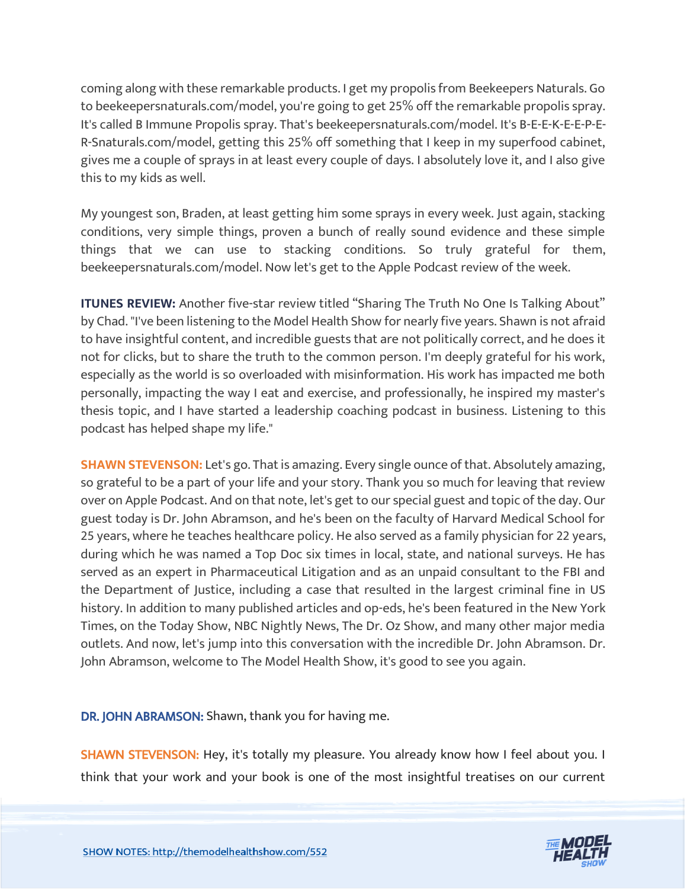coming along with these remarkable products. I get my propolis from Beekeepers Naturals. Go to beekeepersnaturals.com/model, you're going to get 25% off the remarkable propolis spray. It's called B Immune Propolis spray. That's beekeepersnaturals.com/model. It's B-E-E-K-E-E-P-E-R-Snaturals.com/model, getting this 25% off something that I keep in my superfood cabinet, gives me a couple of sprays in at least every couple of days. I absolutely love it, and I also give this to my kids as well.

My youngest son, Braden, at least getting him some sprays in every week. Just again, stacking conditions, very simple things, proven a bunch of really sound evidence and these simple things that we can use to stacking conditions. So truly grateful for them, beekeepersnaturals.com/model. Now let's get to the Apple Podcast review of the week.

**ITUNES REVIEW:** Another five-star review titled "Sharing The Truth No One Is Talking About" by Chad. "I've been listening to the Model Health Show for nearly five years. Shawn is not afraid to have insightful content, and incredible guests that are not politically correct, and he does it not for clicks, but to share the truth to the common person. I'm deeply grateful for his work, especially as the world is so overloaded with misinformation. His work has impacted me both personally, impacting the way I eat and exercise, and professionally, he inspired my master's thesis topic, and I have started a leadership coaching podcast in business. Listening to this podcast has helped shape my life."

**SHAWN STEVENSON:** Let's go. That is amazing. Every single ounce of that. Absolutely amazing, so grateful to be a part of your life and your story. Thank you so much for leaving that review over on Apple Podcast. And on that note, let's get to our special guest and topic of the day. Our guest today is Dr. John Abramson, and he's been on the faculty of Harvard Medical School for 25 years, where he teaches healthcare policy. He also served as a family physician for 22 years, during which he was named a Top Doc six times in local, state, and national surveys. He has served as an expert in Pharmaceutical Litigation and as an unpaid consultant to the FBI and the Department of Justice, including a case that resulted in the largest criminal fine in US history. In addition to many published articles and op-eds, he's been featured in the New York Times, on the Today Show, NBC Nightly News, The Dr. Oz Show, and many other major media outlets. And now, let's jump into this conversation with the incredible Dr. John Abramson. Dr. John Abramson, welcome to The Model Health Show, it's good to see you again.

**DR. JOHN ABRAMSON:** Shawn, thank you for having me.

**SHAWN STEVENSON:** Hey, it's totally my pleasure. You already know how I feel about you. I think that your work and your book is one of the most insightful treatises on our current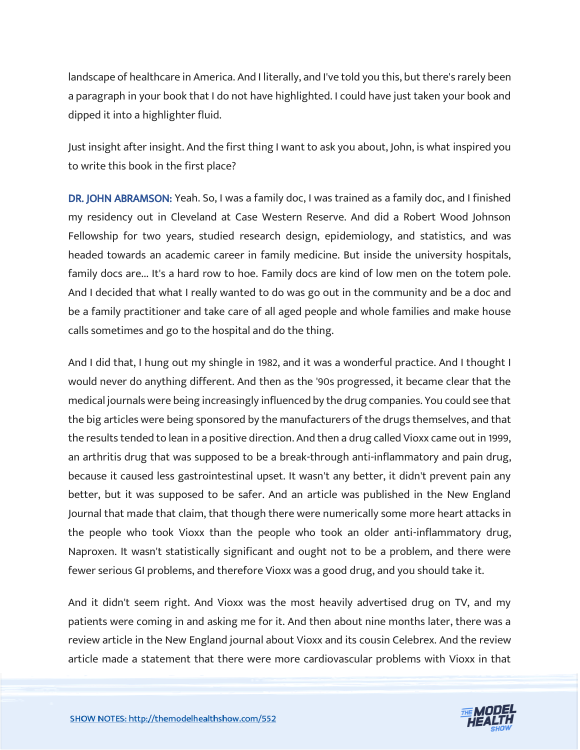landscape of healthcare in America. And I literally, and I've told you this, but there's rarely been a paragraph in your book that I do not have highlighted. I could have just taken your book and dipped it into a highlighter fluid.

Just insight after insight. And the first thing I want to ask you about, John, is what inspired you to write this book in the first place?

**DR. JOHN ABRAMSON:** Yeah. So, I was a family doc, I was trained as a family doc, and I finished my residency out in Cleveland at Case Western Reserve. And did a Robert Wood Johnson Fellowship for two years, studied research design, epidemiology, and statistics, and was headed towards an academic career in family medicine. But inside the university hospitals, family docs are... It's a hard row to hoe. Family docs are kind of low men on the totem pole. And I decided that what I really wanted to do was go out in the community and be a doc and be a family practitioner and take care of all aged people and whole families and make house calls sometimes and go to the hospital and do the thing.

And I did that, I hung out my shingle in 1982, and it was a wonderful practice. And I thought I would never do anything different. And then as the '90s progressed, it became clear that the medical journals were being increasingly influenced by the drug companies. You could see that the big articles were being sponsored by the manufacturers of the drugs themselves, and that the results tended to lean in a positive direction. And then a drug called Vioxx came out in 1999, an arthritis drug that was supposed to be a break-through anti-inflammatory and pain drug, because it caused less gastrointestinal upset. It wasn't any better, it didn't prevent pain any better, but it was supposed to be safer. And an article was published in the New England Journal that made that claim, that though there were numerically some more heart attacks in the people who took Vioxx than the people who took an older anti-inflammatory drug, Naproxen. It wasn't statistically significant and ought not to be a problem, and there were fewer serious GI problems, and therefore Vioxx was a good drug, and you should take it.

And it didn't seem right. And Vioxx was the most heavily advertised drug on TV, and my patients were coming in and asking me for it. And then about nine months later, there was a review article in the New England journal about Vioxx and its cousin Celebrex. And the review article made a statement that there were more cardiovascular problems with Vioxx in that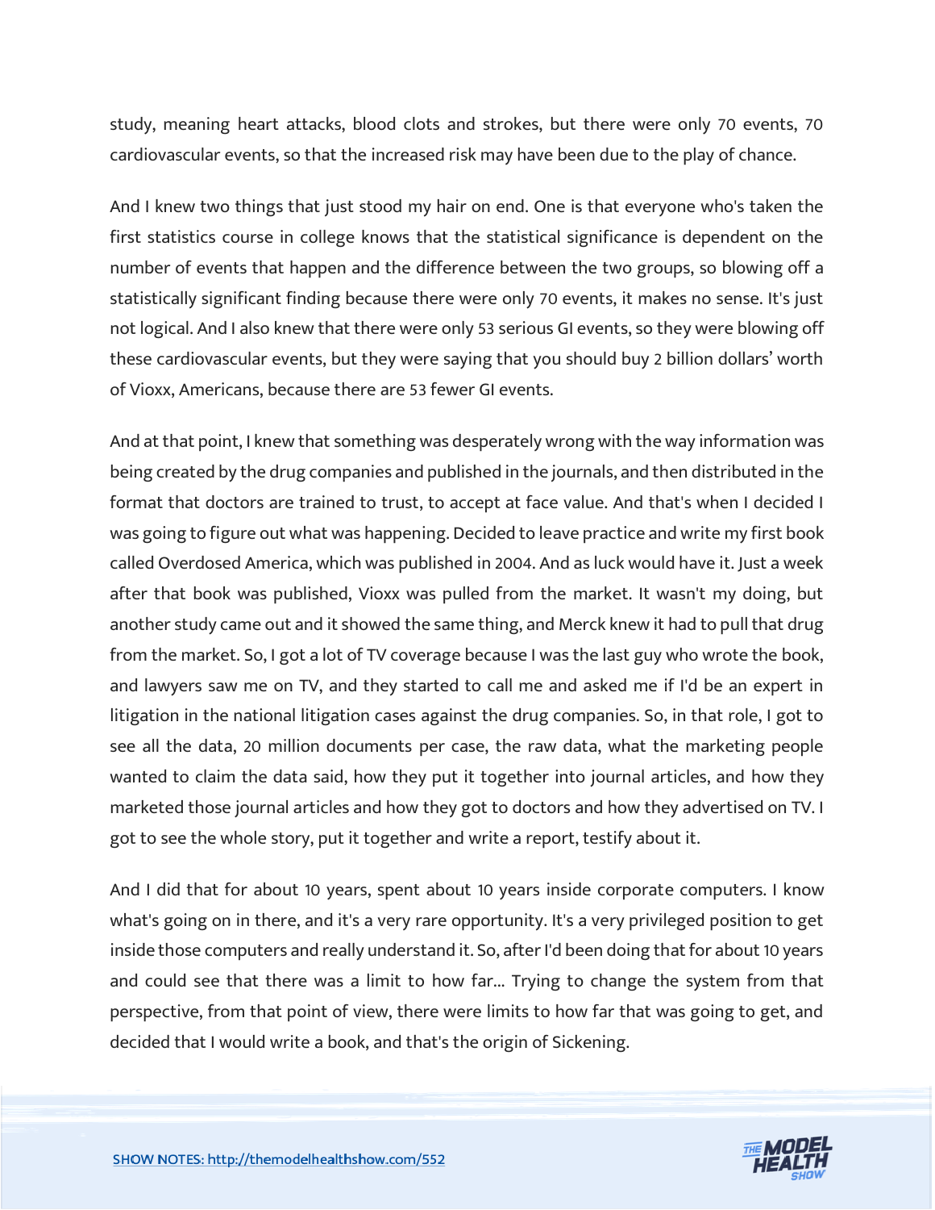study, meaning heart attacks, blood clots and strokes, but there were only 70 events, 70 cardiovascular events, so that the increased risk may have been due to the play of chance.

And I knew two things that just stood my hair on end. One is that everyone who's taken the first statistics course in college knows that the statistical significance is dependent on the number of events that happen and the difference between the two groups, so blowing off a statistically significant finding because there were only 70 events, it makes no sense. It's just not logical. And I also knew that there were only 53 serious GI events, so they were blowing off these cardiovascular events, but they were saying that you should buy 2 billion dollars' worth of Vioxx, Americans, because there are 53 fewer GI events.

And at that point, I knew that something was desperately wrong with the way information was being created by the drug companies and published in the journals, and then distributed in the format that doctors are trained to trust, to accept at face value. And that's when I decided I was going to figure out what was happening. Decided to leave practice and write my first book called Overdosed America, which was published in 2004. And as luck would have it. Just a week after that book was published, Vioxx was pulled from the market. It wasn't my doing, but another study came out and it showed the same thing, and Merck knew it had to pull that drug from the market. So, I got a lot of TV coverage because I was the last guy who wrote the book, and lawyers saw me on TV, and they started to call me and asked me if I'd be an expert in litigation in the national litigation cases against the drug companies. So, in that role, I got to see all the data, 20 million documents per case, the raw data, what the marketing people wanted to claim the data said, how they put it together into journal articles, and how they marketed those journal articles and how they got to doctors and how they advertised on TV. I got to see the whole story, put it together and write a report, testify about it.

And I did that for about 10 years, spent about 10 years inside corporate computers. I know what's going on in there, and it's a very rare opportunity. It's a very privileged position to get inside those computers and really understand it. So, after I'd been doing that for about 10 years and could see that there was a limit to how far... Trying to change the system from that perspective, from that point of view, there were limits to how far that was going to get, and decided that I would write a book, and that's the origin of Sickening.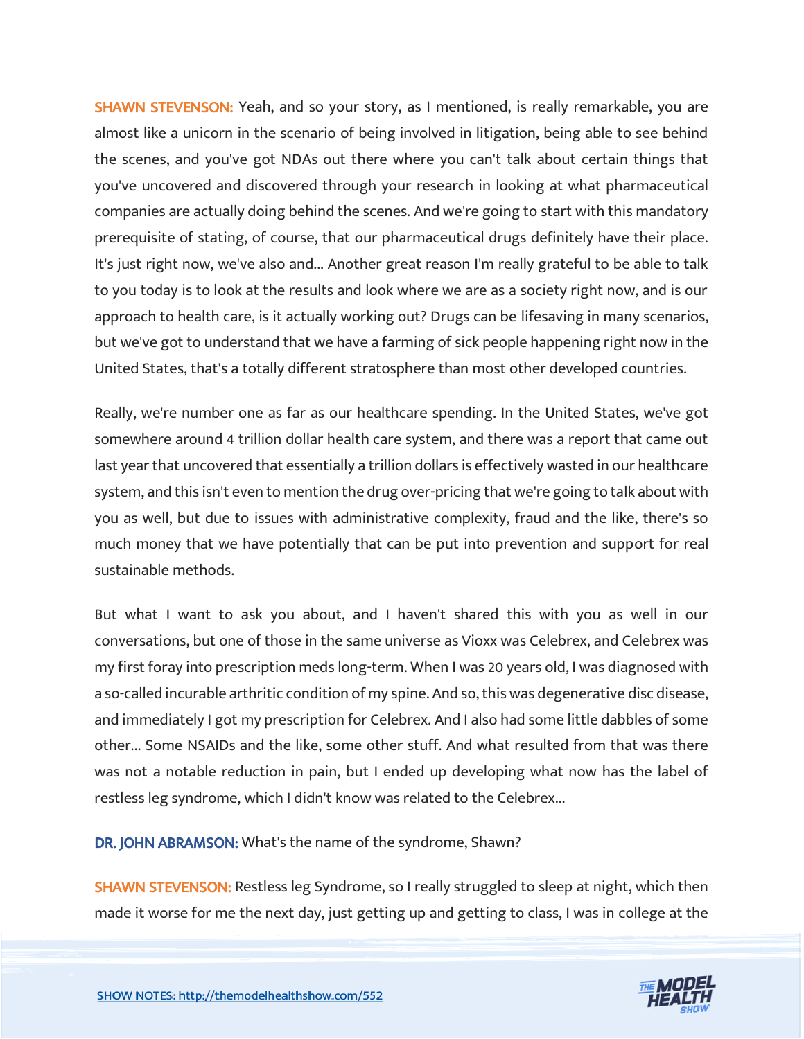**SHAWN STEVENSON:** Yeah, and so your story, as I mentioned, is really remarkable, you are almost like a unicorn in the scenario of being involved in litigation, being able to see behind the scenes, and you've got NDAs out there where you can't talk about certain things that you've uncovered and discovered through your research in looking at what pharmaceutical companies are actually doing behind the scenes. And we're going to start with this mandatory prerequisite of stating, of course, that our pharmaceutical drugs definitely have their place. It's just right now, we've also and... Another great reason I'm really grateful to be able to talk to you today is to look at the results and look where we are as a society right now, and is our approach to health care, is it actually working out? Drugs can be lifesaving in many scenarios, but we've got to understand that we have a farming of sick people happening right now in the United States, that's a totally different stratosphere than most other developed countries.

Really, we're number one as far as our healthcare spending. In the United States, we've got somewhere around 4 trillion dollar health care system, and there was a report that came out last year that uncovered that essentially a trillion dollars is effectively wasted in our healthcare system, and this isn't even to mention the drug over-pricing that we're going to talk about with you as well, but due to issues with administrative complexity, fraud and the like, there's so much money that we have potentially that can be put into prevention and support for real sustainable methods.

But what I want to ask you about, and I haven't shared this with you as well in our conversations, but one of those in the same universe as Vioxx was Celebrex, and Celebrex was my first foray into prescription meds long-term. When I was 20 years old, I was diagnosed with a so-called incurable arthritic condition of my spine. And so, this was degenerative disc disease, and immediately I got my prescription for Celebrex. And I also had some little dabbles of some other... Some NSAIDs and the like, some other stuff. And what resulted from that was there was not a notable reduction in pain, but I ended up developing what now has the label of restless leg syndrome, which I didn't know was related to the Celebrex...

**DR. JOHN ABRAMSON:** What's the name of the syndrome, Shawn?

**SHAWN STEVENSON:** Restless leg Syndrome, so I really struggled to sleep at night, which then made it worse for me the next day, just getting up and getting to class, I was in college at the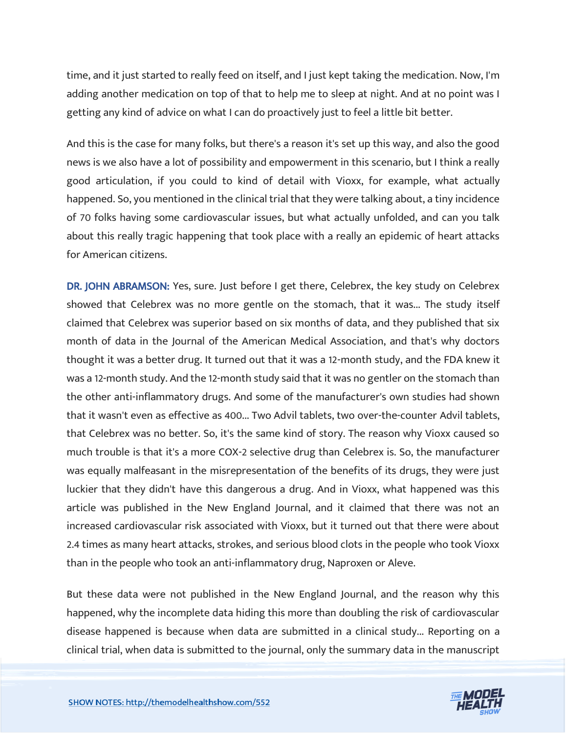time, and it just started to really feed on itself, and I just kept taking the medication. Now, I'm adding another medication on top of that to help me to sleep at night. And at no point was I getting any kind of advice on what I can do proactively just to feel a little bit better.

And this is the case for many folks, but there's a reason it's set up this way, and also the good news is we also have a lot of possibility and empowerment in this scenario, but I think a really good articulation, if you could to kind of detail with Vioxx, for example, what actually happened. So, you mentioned in the clinical trial that they were talking about, a tiny incidence of 70 folks having some cardiovascular issues, but what actually unfolded, and can you talk about this really tragic happening that took place with a really an epidemic of heart attacks for American citizens.

**DR. JOHN ABRAMSON:** Yes, sure. Just before I get there, Celebrex, the key study on Celebrex showed that Celebrex was no more gentle on the stomach, that it was... The study itself claimed that Celebrex was superior based on six months of data, and they published that six month of data in the Journal of the American Medical Association, and that's why doctors thought it was a better drug. It turned out that it was a 12-month study, and the FDA knew it was a 12-month study. And the 12-month study said that it was no gentler on the stomach than the other anti-inflammatory drugs. And some of the manufacturer's own studies had shown that it wasn't even as effective as 400... Two Advil tablets, two over-the-counter Advil tablets, that Celebrex was no better. So, it's the same kind of story. The reason why Vioxx caused so much trouble is that it's a more COX-2 selective drug than Celebrex is. So, the manufacturer was equally malfeasant in the misrepresentation of the benefits of its drugs, they were just luckier that they didn't have this dangerous a drug. And in Vioxx, what happened was this article was published in the New England Journal, and it claimed that there was not an increased cardiovascular risk associated with Vioxx, but it turned out that there were about 2.4 times as many heart attacks, strokes, and serious blood clots in the people who took Vioxx than in the people who took an anti-inflammatory drug, Naproxen or Aleve.

But these data were not published in the New England Journal, and the reason why this happened, why the incomplete data hiding this more than doubling the risk of cardiovascular disease happened is because when data are submitted in a clinical study... Reporting on a clinical trial, when data is submitted to the journal, only the summary data in the manuscript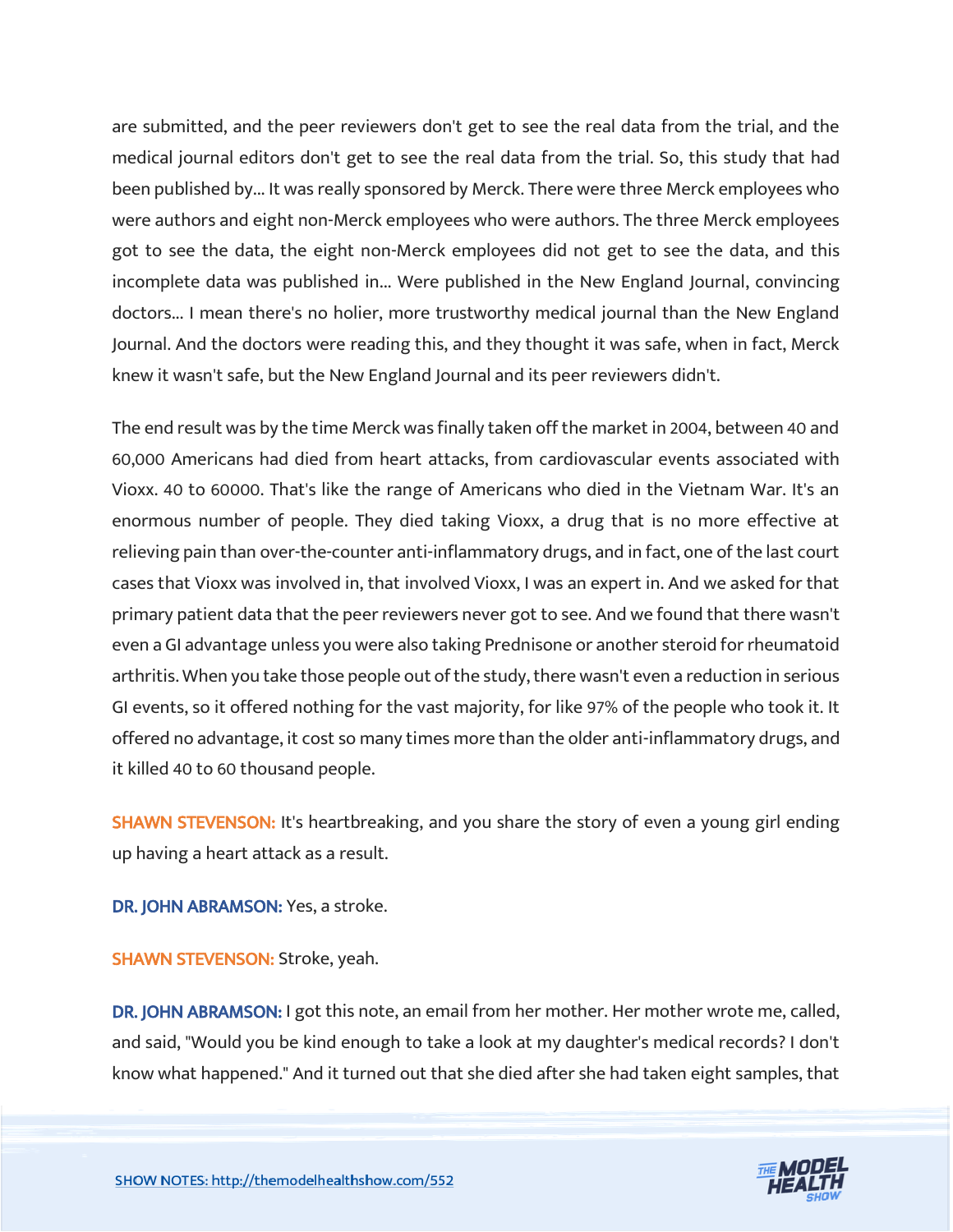are submitted, and the peer reviewers don't get to see the real data from the trial, and the medical journal editors don't get to see the real data from the trial. So, this study that had been published by... It was really sponsored by Merck. There were three Merck employees who were authors and eight non-Merck employees who were authors. The three Merck employees got to see the data, the eight non-Merck employees did not get to see the data, and this incomplete data was published in... Were published in the New England Journal, convincing doctors... I mean there's no holier, more trustworthy medical journal than the New England Journal. And the doctors were reading this, and they thought it was safe, when in fact, Merck knew it wasn't safe, but the New England Journal and its peer reviewers didn't.

The end result was by the time Merck was finally taken off the market in 2004, between 40 and 60,000 Americans had died from heart attacks, from cardiovascular events associated with Vioxx. 40 to 60000. That's like the range of Americans who died in the Vietnam War. It's an enormous number of people. They died taking Vioxx, a drug that is no more effective at relieving pain than over-the-counter anti-inflammatory drugs, and in fact, one of the last court cases that Vioxx was involved in, that involved Vioxx, I was an expert in. And we asked for that primary patient data that the peer reviewers never got to see. And we found that there wasn't even a GI advantage unless you were also taking Prednisone or another steroid for rheumatoid arthritis. When you take those people out of the study, there wasn't even a reduction in serious GI events, so it offered nothing for the vast majority, for like 97% of the people who took it. It offered no advantage, it cost so many times more than the older anti-inflammatory drugs, and it killed 40 to 60 thousand people.

**SHAWN STEVENSON:** It's heartbreaking, and you share the story of even a young girl ending up having a heart attack as a result.

**DR. JOHN ABRAMSON:** Yes, a stroke.

**SHAWN STEVENSON:** Stroke, yeah.

**DR. JOHN ABRAMSON:** I got this note, an email from her mother. Her mother wrote me, called, and said, "Would you be kind enough to take a look at my daughter's medical records? I don't know what happened." And it turned out that she died after she had taken eight samples, that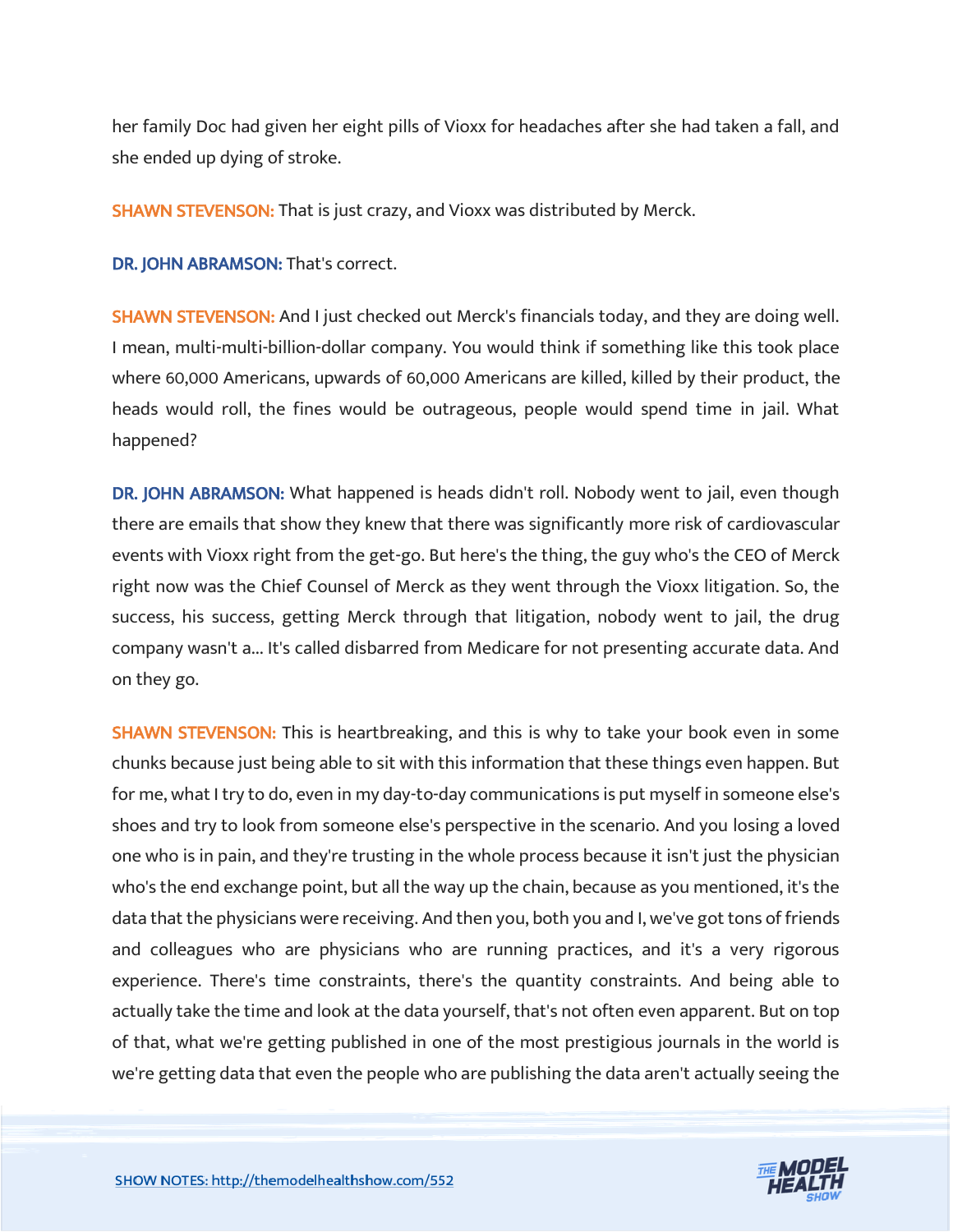her family Doc had given her eight pills of Vioxx for headaches after she had taken a fall, and she ended up dying of stroke.

**SHAWN STEVENSON:** That is just crazy, and Vioxx was distributed by Merck.

**DR. JOHN ABRAMSON:** That's correct.

**SHAWN STEVENSON:** And I just checked out Merck's financials today, and they are doing well. I mean, multi-multi-billion-dollar company. You would think if something like this took place where 60,000 Americans, upwards of 60,000 Americans are killed, killed by their product, the heads would roll, the fines would be outrageous, people would spend time in jail. What happened?

**DR. JOHN ABRAMSON:** What happened is heads didn't roll. Nobody went to jail, even though there are emails that show they knew that there was significantly more risk of cardiovascular events with Vioxx right from the get-go. But here's the thing, the guy who's the CEO of Merck right now was the Chief Counsel of Merck as they went through the Vioxx litigation. So, the success, his success, getting Merck through that litigation, nobody went to jail, the drug company wasn't a... It's called disbarred from Medicare for not presenting accurate data. And on they go.

**SHAWN STEVENSON:** This is heartbreaking, and this is why to take your book even in some chunks because just being able to sit with this information that these things even happen. But for me, what I try to do, even in my day-to-day communications is put myself in someone else's shoes and try to look from someone else's perspective in the scenario. And you losing a loved one who is in pain, and they're trusting in the whole process because it isn't just the physician who's the end exchange point, but all the way up the chain, because as you mentioned, it's the data that the physicians were receiving. And then you, both you and I, we've got tons of friends and colleagues who are physicians who are running practices, and it's a very rigorous experience. There's time constraints, there's the quantity constraints. And being able to actually take the time and look at the data yourself, that's not often even apparent. But on top of that, what we're getting published in one of the most prestigious journals in the world is we're getting data that even the people who are publishing the data aren't actually seeing the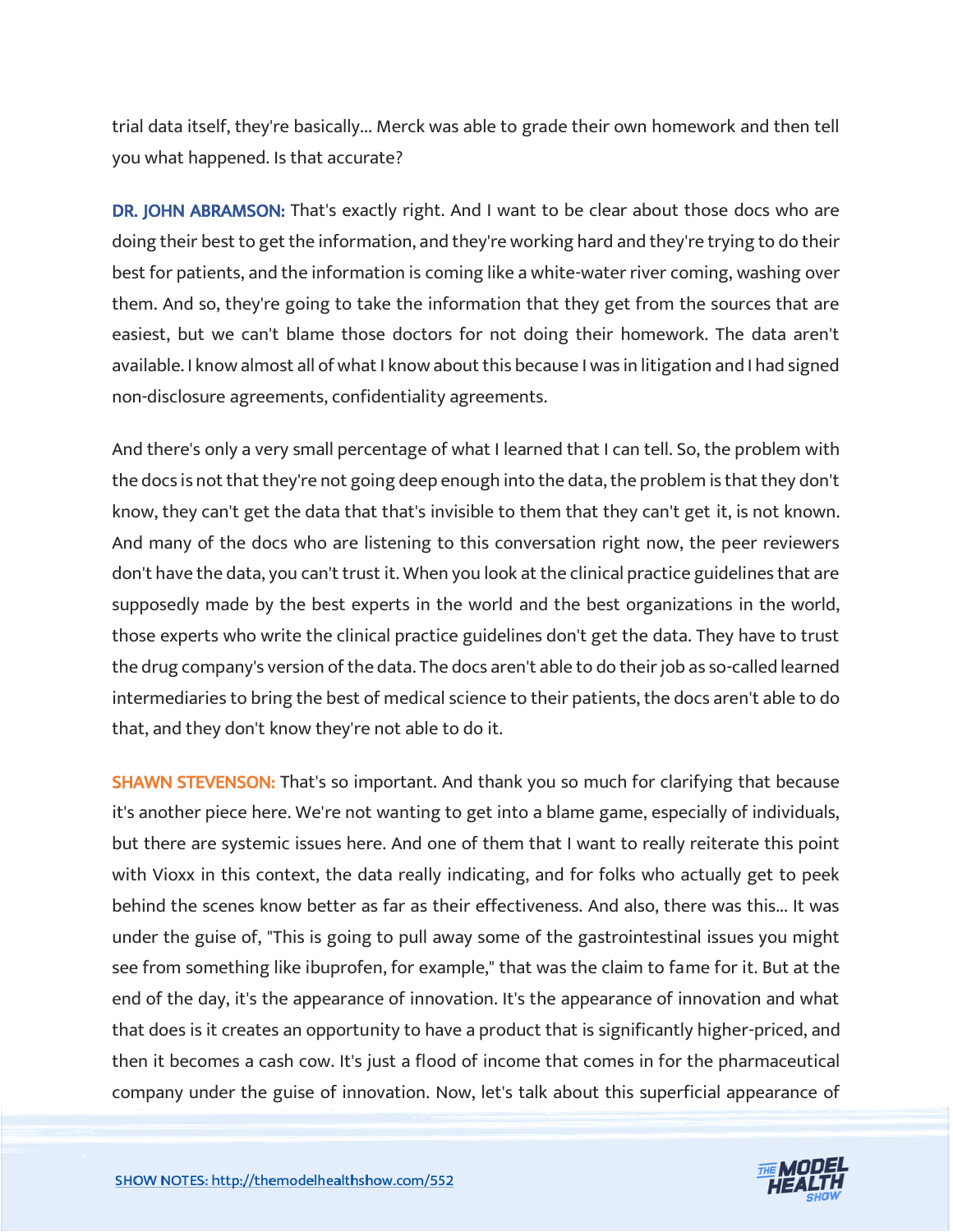trial data itself, they're basically... Merck was able to grade their own homework and then tell you what happened. Is that accurate?

**DR. JOHN ABRAMSON:** That's exactly right. And I want to be clear about those docs who are doing their best to get the information, and they're working hard and they're trying to do their best for patients, and the information is coming like a white-water river coming, washing over them. And so, they're going to take the information that they get from the sources that are easiest, but we can't blame those doctors for not doing their homework. The data aren't available. I know almost all of what I know about this because I was in litigation and I had signed non-disclosure agreements, confidentiality agreements.

And there's only a very small percentage of what I learned that I can tell. So, the problem with the docs is not that they're not going deep enough into the data, the problem is that they don't know, they can't get the data that that's invisible to them that they can't get it, is not known. And many of the docs who are listening to this conversation right now, the peer reviewers don't have the data, you can't trust it. When you look at the clinical practice guidelines that are supposedly made by the best experts in the world and the best organizations in the world, those experts who write the clinical practice guidelines don't get the data. They have to trust the drug company's version of the data. The docs aren't able to do their job as so-called learned intermediaries to bring the best of medical science to their patients, the docs aren't able to do that, and they don't know they're not able to do it.

**SHAWN STEVENSON:** That's so important. And thank you so much for clarifying that because it's another piece here. We're not wanting to get into a blame game, especially of individuals, but there are systemic issues here. And one of them that I want to really reiterate this point with Vioxx in this context, the data really indicating, and for folks who actually get to peek behind the scenes know better as far as their effectiveness. And also, there was this... It was under the guise of, "This is going to pull away some of the gastrointestinal issues you might see from something like ibuprofen, for example," that was the claim to fame for it. But at the end of the day, it's the appearance of innovation. It's the appearance of innovation and what that does is it creates an opportunity to have a product that is significantly higher-priced, and then it becomes a cash cow. It's just a flood of income that comes in for the pharmaceutical company under the guise of innovation. Now, let's talk about this superficial appearance of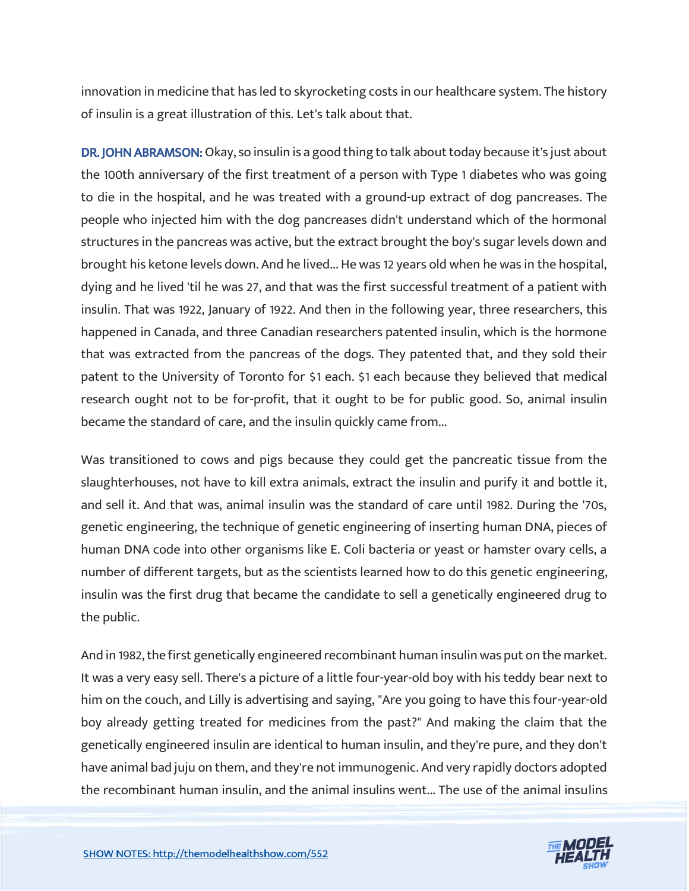innovation in medicine that has led to skyrocketing costs in our healthcare system. The history of insulin is a great illustration of this. Let's talk about that.

**DR. JOHN ABRAMSON:** Okay, so insulin is a good thing to talk about today because it's just about the 100th anniversary of the first treatment of a person with Type 1 diabetes who was going to die in the hospital, and he was treated with a ground-up extract of dog pancreases. The people who injected him with the dog pancreases didn't understand which of the hormonal structures in the pancreas was active, but the extract brought the boy's sugar levels down and brought his ketone levels down. And he lived... He was 12 years old when he was in the hospital, dying and he lived 'til he was 27, and that was the first successful treatment of a patient with insulin. That was 1922, January of 1922. And then in the following year, three researchers, this happened in Canada, and three Canadian researchers patented insulin, which is the hormone that was extracted from the pancreas of the dogs. They patented that, and they sold their patent to the University of Toronto for $1 each. $1 each because they believed that medical research ought not to be for-profit, that it ought to be for public good. So, animal insulin became the standard of care, and the insulin quickly came from...

Was transitioned to cows and pigs because they could get the pancreatic tissue from the slaughterhouses, not have to kill extra animals, extract the insulin and purify it and bottle it, and sell it. And that was, animal insulin was the standard of care until 1982. During the '70s, genetic engineering, the technique of genetic engineering of inserting human DNA, pieces of human DNA code into other organisms like E. Coli bacteria or yeast or hamster ovary cells, a number of different targets, but as the scientists learned how to do this genetic engineering, insulin was the first drug that became the candidate to sell a genetically engineered drug to the public.

And in 1982, the first genetically engineered recombinant human insulin was put on the market. It was a very easy sell. There's a picture of a little four-year-old boy with his teddy bear next to him on the couch, and Lilly is advertising and saying, "Are you going to have this four-year-old boy already getting treated for medicines from the past?" And making the claim that the genetically engineered insulin are identical to human insulin, and they're pure, and they don't have animal bad juju on them, and they're not immunogenic. And very rapidly doctors adopted the recombinant human insulin, and the animal insulins went... The use of the animal insulins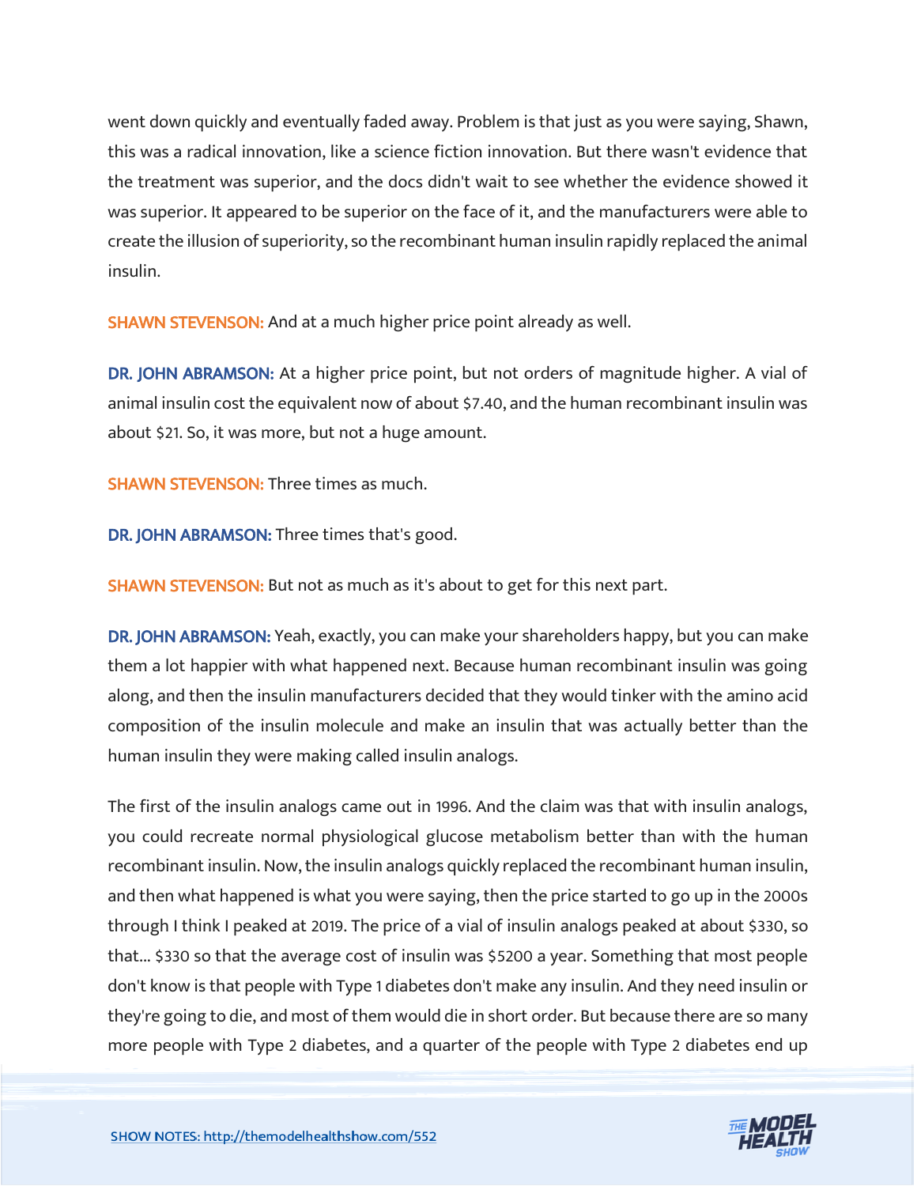went down quickly and eventually faded away. Problem is that just as you were saying, Shawn, this was a radical innovation, like a science fiction innovation. But there wasn't evidence that the treatment was superior, and the docs didn't wait to see whether the evidence showed it was superior. It appeared to be superior on the face of it, and the manufacturers were able to create the illusion of superiority, so the recombinant human insulin rapidly replaced the animal insulin.

**SHAWN STEVENSON:** And at a much higher price point already as well.

**DR. JOHN ABRAMSON:** At a higher price point, but not orders of magnitude higher. A vial of animal insulin cost the equivalent now of about $7.40, and the human recombinant insulin was about $21. So, it was more, but not a huge amount.

**SHAWN STEVENSON:** Three times as much.

**DR. JOHN ABRAMSON:** Three times that's good.

**SHAWN STEVENSON:** But not as much as it's about to get for this next part.

**DR. JOHN ABRAMSON:** Yeah, exactly, you can make your shareholders happy, but you can make them a lot happier with what happened next. Because human recombinant insulin was going along, and then the insulin manufacturers decided that they would tinker with the amino acid composition of the insulin molecule and make an insulin that was actually better than the human insulin they were making called insulin analogs.

The first of the insulin analogs came out in 1996. And the claim was that with insulin analogs, you could recreate normal physiological glucose metabolism better than with the human recombinant insulin. Now, the insulin analogs quickly replaced the recombinant human insulin, and then what happened is what you were saying, then the price started to go up in the 2000s through I think I peaked at 2019. The price of a vial of insulin analogs peaked at about $330, so that... $330 so that the average cost of insulin was $5200 a year. Something that most people don't know is that people with Type 1 diabetes don't make any insulin. And they need insulin or they're going to die, and most of them would die in short order. But because there are so many more people with Type 2 diabetes, and a quarter of the people with Type 2 diabetes end up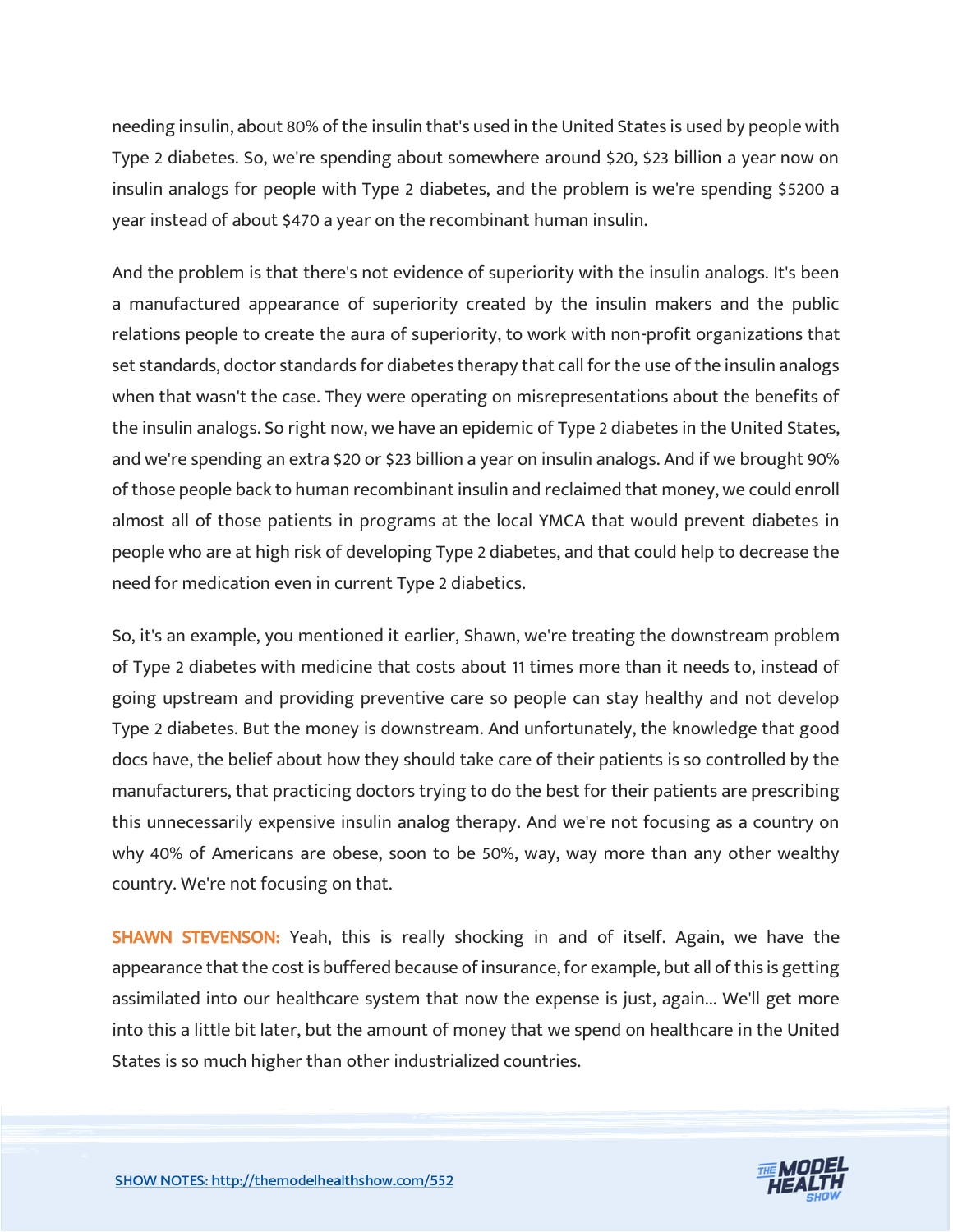needing insulin, about 80% of the insulin that's used in the United States is used by people with Type 2 diabetes. So, we're spending about somewhere around $20, $23 billion a year now on insulin analogs for people with Type 2 diabetes, and the problem is we're spending $5200 a year instead of about $470 a year on the recombinant human insulin.

And the problem is that there's not evidence of superiority with the insulin analogs. It's been a manufactured appearance of superiority created by the insulin makers and the public relations people to create the aura of superiority, to work with non-profit organizations that set standards, doctor standards for diabetes therapy that call for the use of the insulin analogs when that wasn't the case. They were operating on misrepresentations about the benefits of the insulin analogs. So right now, we have an epidemic of Type 2 diabetes in the United States, and we're spending an extra $20 or $23 billion a year on insulin analogs. And if we brought 90% of those people back to human recombinant insulin and reclaimed that money, we could enroll almost all of those patients in programs at the local YMCA that would prevent diabetes in people who are at high risk of developing Type 2 diabetes, and that could help to decrease the need for medication even in current Type 2 diabetics.

So, it's an example, you mentioned it earlier, Shawn, we're treating the downstream problem of Type 2 diabetes with medicine that costs about 11 times more than it needs to, instead of going upstream and providing preventive care so people can stay healthy and not develop Type 2 diabetes. But the money is downstream. And unfortunately, the knowledge that good docs have, the belief about how they should take care of their patients is so controlled by the manufacturers, that practicing doctors trying to do the best for their patients are prescribing this unnecessarily expensive insulin analog therapy. And we're not focusing as a country on why 40% of Americans are obese, soon to be 50%, way, way more than any other wealthy country. We're not focusing on that.

**SHAWN STEVENSON:** Yeah, this is really shocking in and of itself. Again, we have the appearance that the cost is buffered because of insurance, for example, but all of this is getting assimilated into our healthcare system that now the expense is just, again... We'll get more into this a little bit later, but the amount of money that we spend on healthcare in the United States is so much higher than other industrialized countries.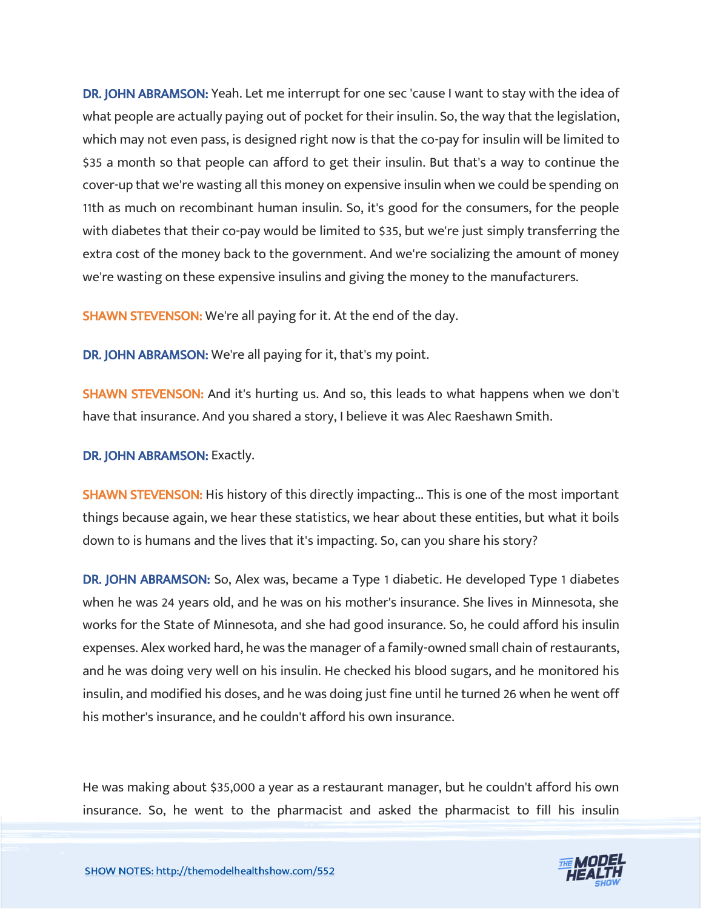**DR. JOHN ABRAMSON:** Yeah. Let me interrupt for one sec 'cause I want to stay with the idea of what people are actually paying out of pocket for their insulin. So, the way that the legislation, which may not even pass, is designed right now is that the co-pay for insulin will be limited to $35 a month so that people can afford to get their insulin. But that's a way to continue the cover-up that we're wasting all this money on expensive insulin when we could be spending on 11th as much on recombinant human insulin. So, it's good for the consumers, for the people with diabetes that their co-pay would be limited to $35, but we're just simply transferring the extra cost of the money back to the government. And we're socializing the amount of money we're wasting on these expensive insulins and giving the money to the manufacturers.

**SHAWN STEVENSON:** We're all paying for it. At the end of the day.

**DR. JOHN ABRAMSON:** We're all paying for it, that's my point.

**SHAWN STEVENSON:** And it's hurting us. And so, this leads to what happens when we don't have that insurance. And you shared a story, I believe it was Alec Raeshawn Smith.

**DR. JOHN ABRAMSON:** Exactly.

**SHAWN STEVENSON:** His history of this directly impacting... This is one of the most important things because again, we hear these statistics, we hear about these entities, but what it boils down to is humans and the lives that it's impacting. So, can you share his story?

**DR. JOHN ABRAMSON:** So, Alex was, became a Type 1 diabetic. He developed Type 1 diabetes when he was 24 years old, and he was on his mother's insurance. She lives in Minnesota, she works for the State of Minnesota, and she had good insurance. So, he could afford his insulin expenses. Alex worked hard, he was the manager of a family-owned small chain of restaurants, and he was doing very well on his insulin. He checked his blood sugars, and he monitored his insulin, and modified his doses, and he was doing just fine until he turned 26 when he went off his mother's insurance, and he couldn't afford his own insurance.

He was making about $35,000 a year as a restaurant manager, but he couldn't afford his own insurance. So, he went to the pharmacist and asked the pharmacist to fill his insulin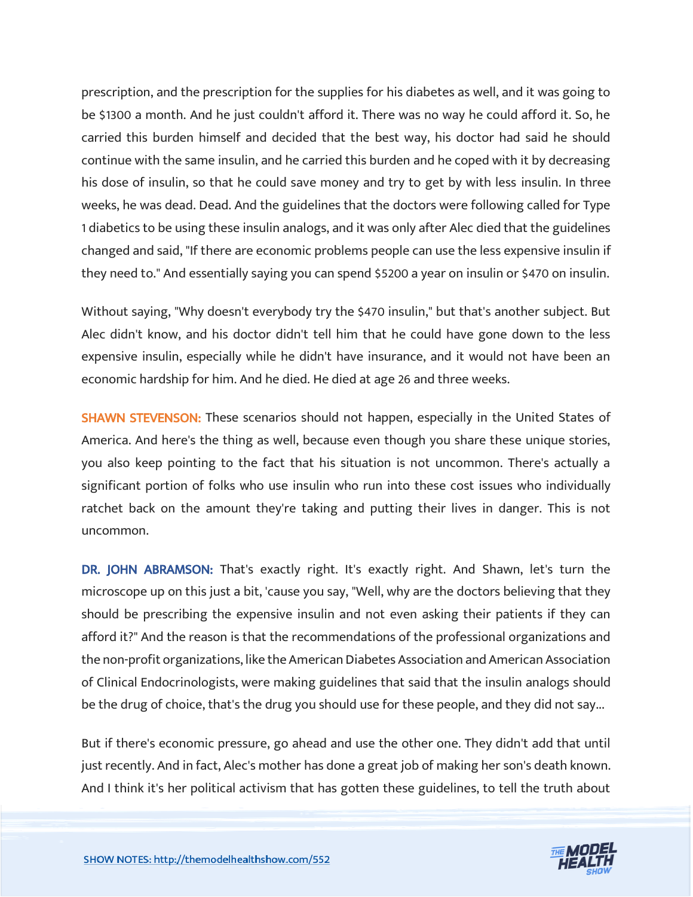prescription, and the prescription for the supplies for his diabetes as well, and it was going to be $1300 a month. And he just couldn't afford it. There was no way he could afford it. So, he carried this burden himself and decided that the best way, his doctor had said he should continue with the same insulin, and he carried this burden and he coped with it by decreasing his dose of insulin, so that he could save money and try to get by with less insulin. In three weeks, he was dead. Dead. And the guidelines that the doctors were following called for Type 1 diabetics to be using these insulin analogs, and it was only after Alec died that the guidelines changed and said, "If there are economic problems people can use the less expensive insulin if they need to." And essentially saying you can spend $5200 a year on insulin or $470 on insulin.

Without saying, "Why doesn't everybody try the $470 insulin," but that's another subject. But Alec didn't know, and his doctor didn't tell him that he could have gone down to the less expensive insulin, especially while he didn't have insurance, and it would not have been an economic hardship for him. And he died. He died at age 26 and three weeks.

**SHAWN STEVENSON:** These scenarios should not happen, especially in the United States of America. And here's the thing as well, because even though you share these unique stories, you also keep pointing to the fact that his situation is not uncommon. There's actually a significant portion of folks who use insulin who run into these cost issues who individually ratchet back on the amount they're taking and putting their lives in danger. This is not uncommon.

**DR. JOHN ABRAMSON:** That's exactly right. It's exactly right. And Shawn, let's turn the microscope up on this just a bit, 'cause you say, "Well, why are the doctors believing that they should be prescribing the expensive insulin and not even asking their patients if they can afford it?" And the reason is that the recommendations of the professional organizations and the non-profit organizations, like the American Diabetes Association and American Association of Clinical Endocrinologists, were making guidelines that said that the insulin analogs should be the drug of choice, that's the drug you should use for these people, and they did not say...

But if there's economic pressure, go ahead and use the other one. They didn't add that until just recently. And in fact, Alec's mother has done a great job of making her son's death known. And I think it's her political activism that has gotten these guidelines, to tell the truth about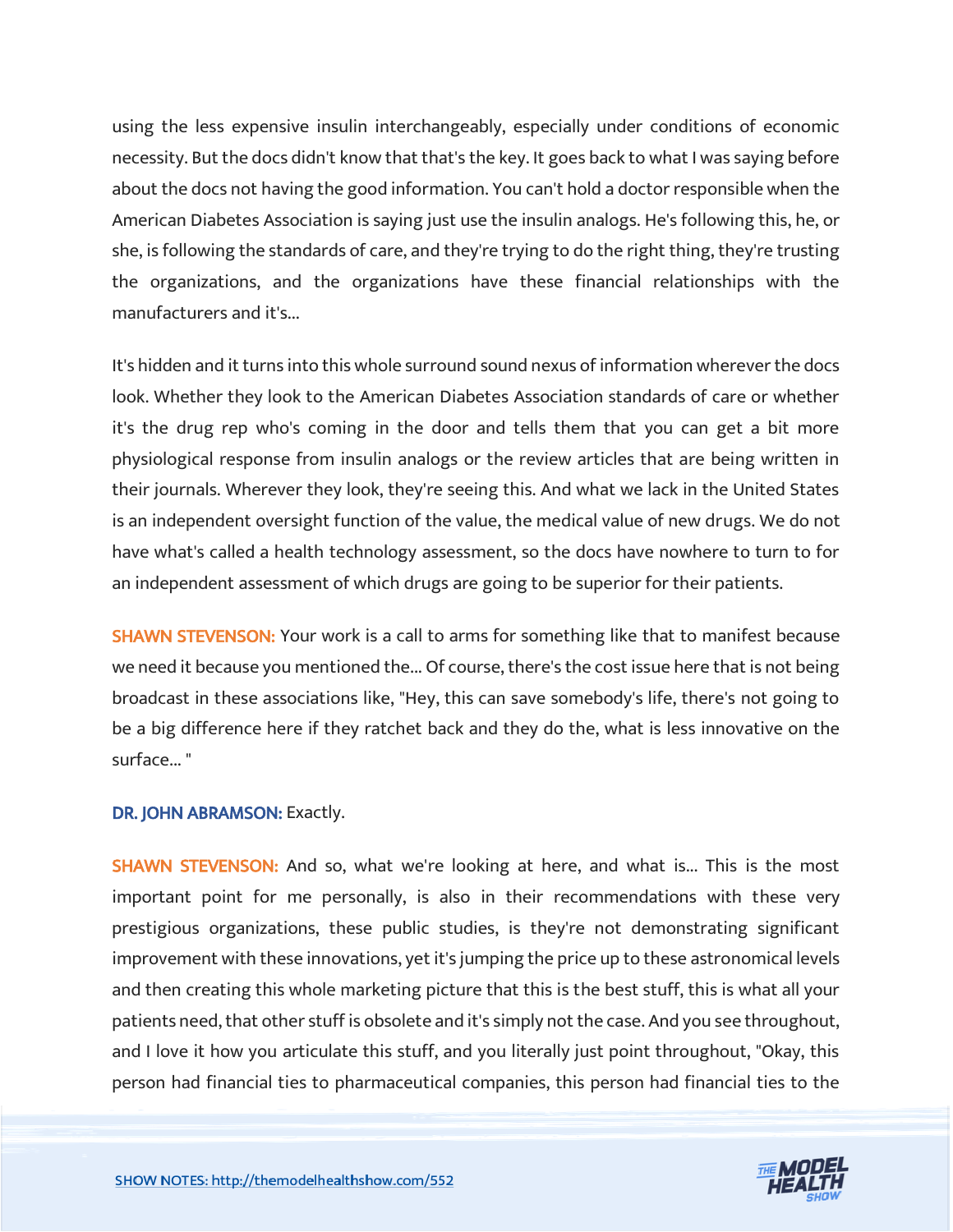using the less expensive insulin interchangeably, especially under conditions of economic necessity. But the docs didn't know that that's the key. It goes back to what I was saying before about the docs not having the good information. You can't hold a doctor responsible when the American Diabetes Association is saying just use the insulin analogs. He's following this, he, or she, is following the standards of care, and they're trying to do the right thing, they're trusting the organizations, and the organizations have these financial relationships with the manufacturers and it's...

It's hidden and it turns into this whole surround sound nexus of information wherever the docs look. Whether they look to the American Diabetes Association standards of care or whether it's the drug rep who's coming in the door and tells them that you can get a bit more physiological response from insulin analogs or the review articles that are being written in their journals. Wherever they look, they're seeing this. And what we lack in the United States is an independent oversight function of the value, the medical value of new drugs. We do not have what's called a health technology assessment, so the docs have nowhere to turn to for an independent assessment of which drugs are going to be superior for their patients.

**SHAWN STEVENSON:** Your work is a call to arms for something like that to manifest because we need it because you mentioned the... Of course, there's the cost issue here that is not being broadcast in these associations like, "Hey, this can save somebody's life, there's not going to be a big difference here if they ratchet back and they do the, what is less innovative on the surface... "

**DR. JOHN ABRAMSON:** Exactly.

**SHAWN STEVENSON:** And so, what we're looking at here, and what is... This is the most important point for me personally, is also in their recommendations with these very prestigious organizations, these public studies, is they're not demonstrating significant improvement with these innovations, yet it's jumping the price up to these astronomical levels and then creating this whole marketing picture that this is the best stuff, this is what all your patients need, that other stuff is obsolete and it's simply not the case. And you see throughout, and I love it how you articulate this stuff, and you literally just point throughout, "Okay, this person had financial ties to pharmaceutical companies, this person had financial ties to the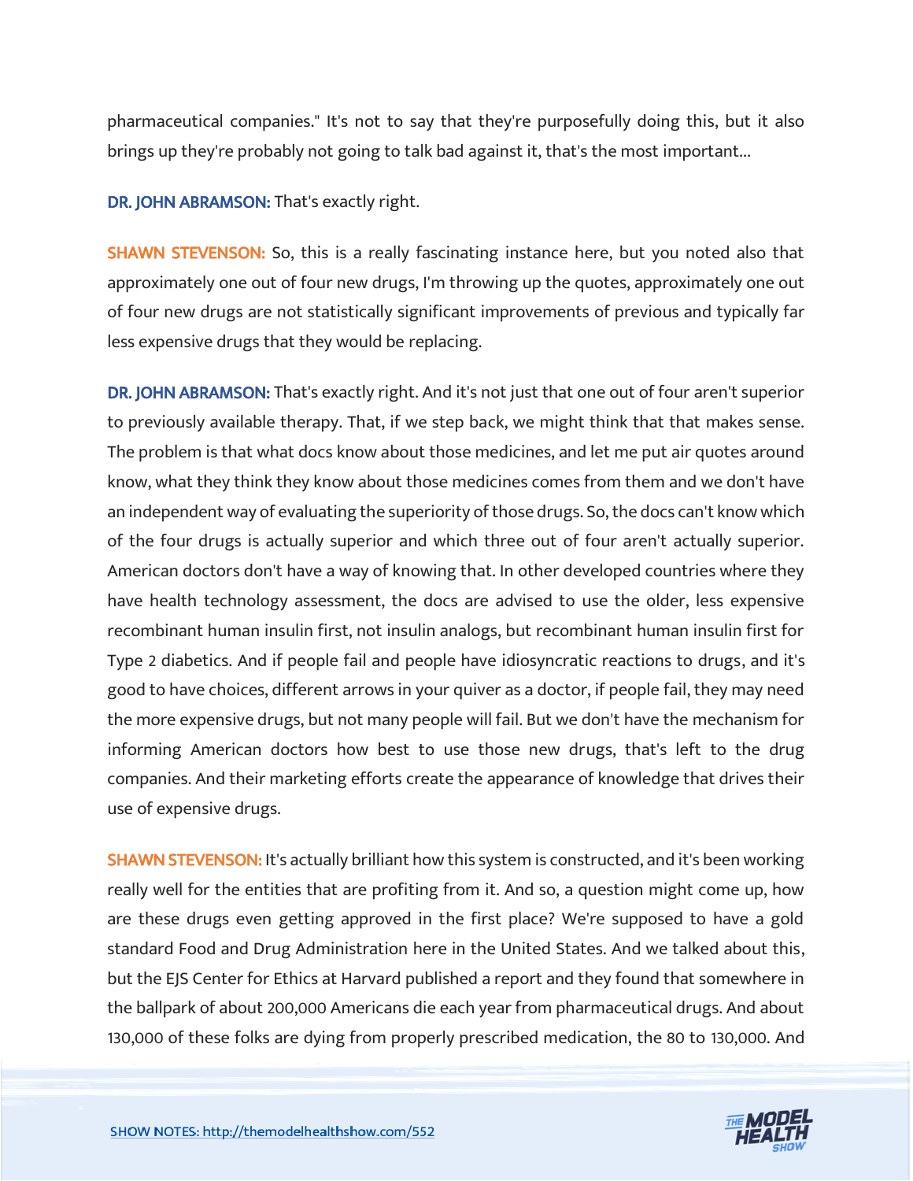pharmaceutical companies." It's not to say that they're purposefully doing this, but it also brings up they're probably not going to talk bad against it, that's the most important...

**DR. JOHN ABRAMSON:** That's exactly right.

**SHAWN STEVENSON:** So, this is a really fascinating instance here, but you noted also that approximately one out of four new drugs, I'm throwing up the quotes, approximately one out of four new drugs are not statistically significant improvements of previous and typically far less expensive drugs that they would be replacing.

**DR. JOHN ABRAMSON:** That's exactly right. And it's not just that one out of four aren't superior to previously available therapy. That, if we step back, we might think that that makes sense. The problem is that what docs know about those medicines, and let me put air quotes around know, what they think they know about those medicines comes from them and we don't have an independent way of evaluating the superiority of those drugs. So, the docs can't know which of the four drugs is actually superior and which three out of four aren't actually superior. American doctors don't have a way of knowing that. In other developed countries where they have health technology assessment, the docs are advised to use the older, less expensive recombinant human insulin first, not insulin analogs, but recombinant human insulin first for Type 2 diabetics. And if people fail and people have idiosyncratic reactions to drugs, and it's good to have choices, different arrows in your quiver as a doctor, if people fail, they may need the more expensive drugs, but not many people will fail. But we don't have the mechanism for informing American doctors how best to use those new drugs, that's left to the drug companies. And their marketing efforts create the appearance of knowledge that drives their use of expensive drugs.

**SHAWN STEVENSON:** It's actually brilliant how this system is constructed, and it's been working really well for the entities that are profiting from it. And so, a question might come up, how are these drugs even getting approved in the first place? We're supposed to have a gold standard Food and Drug Administration here in the United States. And we talked about this, but the EJS Center for Ethics at Harvard published a report and they found that somewhere in the ballpark of about 200,000 Americans die each year from pharmaceutical drugs. And about 130,000 of these folks are dying from properly prescribed medication, the 80 to 130,000. And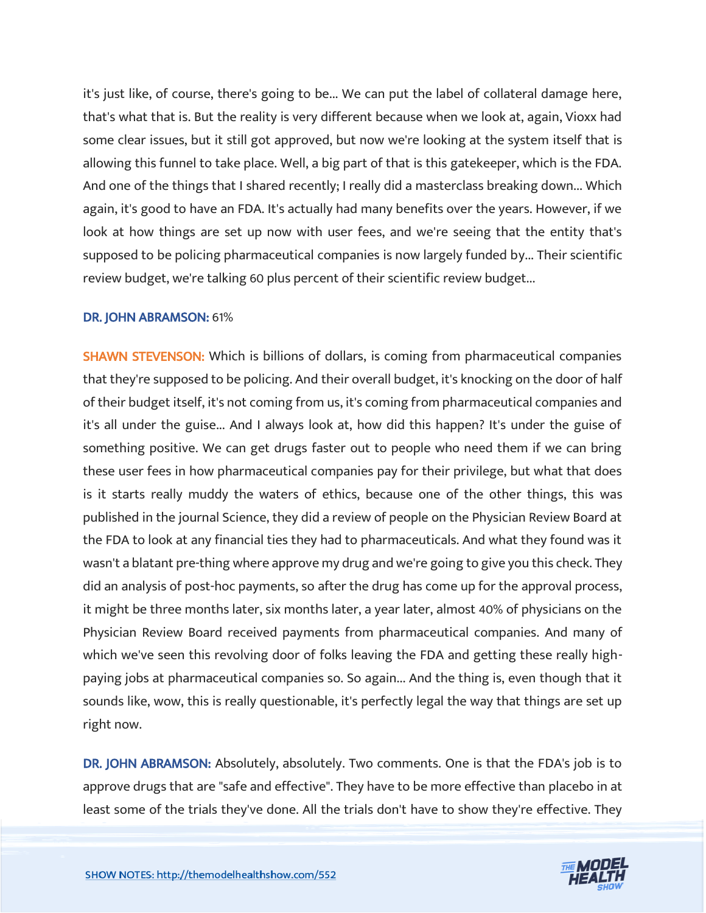it's just like, of course, there's going to be... We can put the label of collateral damage here, that's what that is. But the reality is very different because when we look at, again, Vioxx had some clear issues, but it still got approved, but now we're looking at the system itself that is allowing this funnel to take place. Well, a big part of that is this gatekeeper, which is the FDA. And one of the things that I shared recently; I really did a masterclass breaking down... Which again, it's good to have an FDA. It's actually had many benefits over the years. However, if we look at how things are set up now with user fees, and we're seeing that the entity that's supposed to be policing pharmaceutical companies is now largely funded by... Their scientific review budget, we're talking 60 plus percent of their scientific review budget...

**DR. JOHN ABRAMSON:** 61%

**SHAWN STEVENSON:** Which is billions of dollars, is coming from pharmaceutical companies that they're supposed to be policing. And their overall budget, it's knocking on the door of half of their budget itself, it's not coming from us, it's coming from pharmaceutical companies and it's all under the guise... And I always look at, how did this happen? It's under the guise of something positive. We can get drugs faster out to people who need them if we can bring these user fees in how pharmaceutical companies pay for their privilege, but what that does is it starts really muddy the waters of ethics, because one of the other things, this was published in the journal Science, they did a review of people on the Physician Review Board at the FDA to look at any financial ties they had to pharmaceuticals. And what they found was it wasn't a blatant pre-thing where approve my drug and we're going to give you this check. They did an analysis of post-hoc payments, so after the drug has come up for the approval process, it might be three months later, six months later, a year later, almost 40% of physicians on the Physician Review Board received payments from pharmaceutical companies. And many of which we've seen this revolving door of folks leaving the FDA and getting these really high-paying jobs at pharmaceutical companies so. So again... And the thing is, even though that it sounds like, wow, this is really questionable, it's perfectly legal the way that things are set up right now.

**DR. JOHN ABRAMSON:** Absolutely, absolutely. Two comments. One is that the FDA's job is to approve drugs that are "safe and effective". They have to be more effective than placebo in at least some of the trials they've done. All the trials don't have to show they're effective. They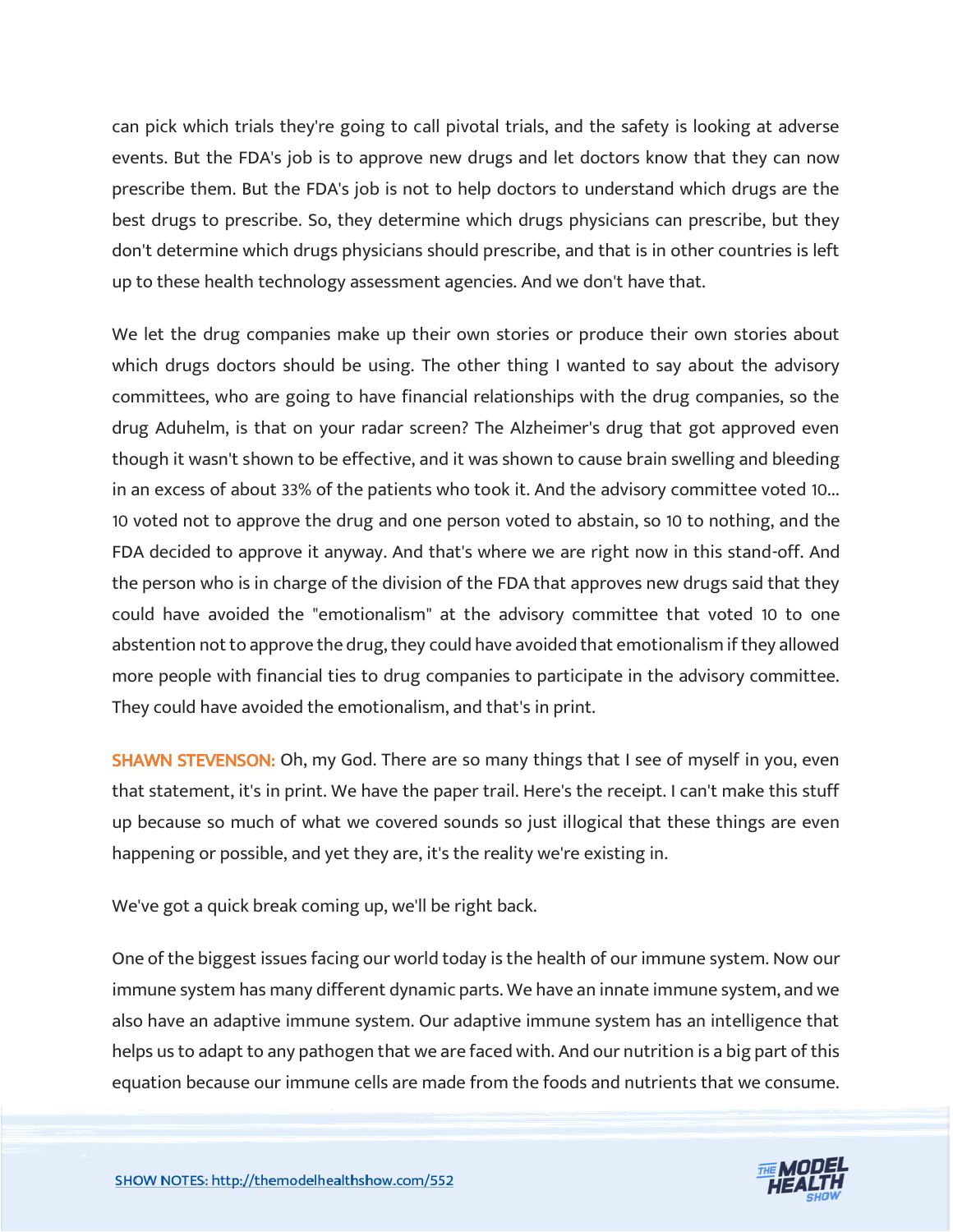can pick which trials they're going to call pivotal trials, and the safety is looking at adverse events. But the FDA's job is to approve new drugs and let doctors know that they can now prescribe them. But the FDA's job is not to help doctors to understand which drugs are the best drugs to prescribe. So, they determine which drugs physicians can prescribe, but they don't determine which drugs physicians should prescribe, and that is in other countries is left up to these health technology assessment agencies. And we don't have that.

We let the drug companies make up their own stories or produce their own stories about which drugs doctors should be using. The other thing I wanted to say about the advisory committees, who are going to have financial relationships with the drug companies, so the drug Aduhelm, is that on your radar screen? The Alzheimer's drug that got approved even though it wasn't shown to be effective, and it was shown to cause brain swelling and bleeding in an excess of about 33% of the patients who took it. And the advisory committee voted 10... 10 voted not to approve the drug and one person voted to abstain, so 10 to nothing, and the FDA decided to approve it anyway. And that's where we are right now in this stand-off. And the person who is in charge of the division of the FDA that approves new drugs said that they could have avoided the "emotionalism" at the advisory committee that voted 10 to one abstention not to approve the drug, they could have avoided that emotionalism if they allowed more people with financial ties to drug companies to participate in the advisory committee. They could have avoided the emotionalism, and that's in print.

**SHAWN STEVENSON:** Oh, my God. There are so many things that I see of myself in you, even that statement, it's in print. We have the paper trail. Here's the receipt. I can't make this stuff up because so much of what we covered sounds so just illogical that these things are even happening or possible, and yet they are, it's the reality we're existing in.

We've got a quick break coming up, we'll be right back.

One of the biggest issues facing our world today is the health of our immune system. Now our immune system has many different dynamic parts. We have an innate immune system, and we also have an adaptive immune system. Our adaptive immune system has an intelligence that helps us to adapt to any pathogen that we are faced with. And our nutrition is a big part of this equation because our immune cells are made from the foods and nutrients that we consume.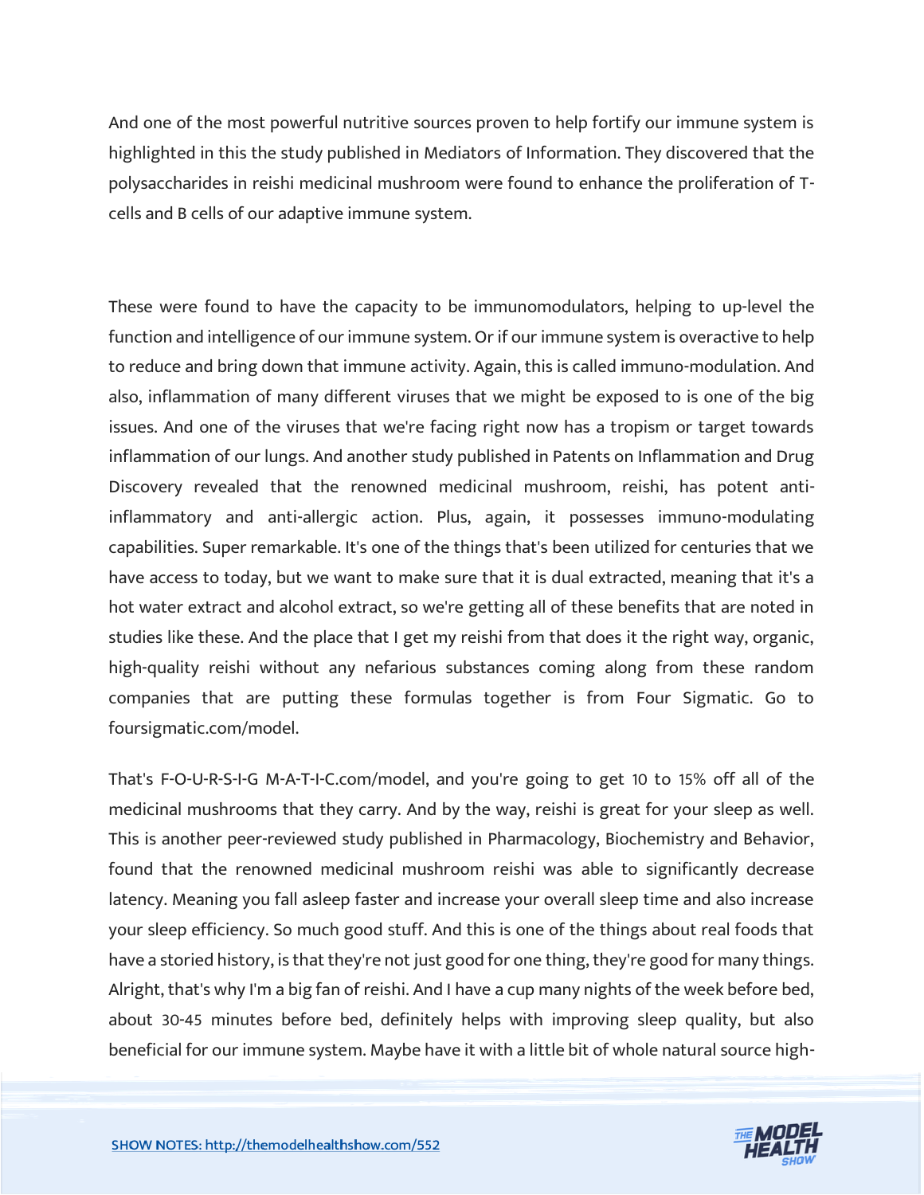And one of the most powerful nutritive sources proven to help fortify our immune system is highlighted in this the study published in Mediators of Information. They discovered that the polysaccharides in reishi medicinal mushroom were found to enhance the proliferation of T-cells and B cells of our adaptive immune system.

These were found to have the capacity to be immunomodulators, helping to up-level the function and intelligence of our immune system. Or if our immune system is overactive to help to reduce and bring down that immune activity. Again, this is called immuno-modulation. And also, inflammation of many different viruses that we might be exposed to is one of the big issues. And one of the viruses that we're facing right now has a tropism or target towards inflammation of our lungs. And another study published in Patents on Inflammation and Drug Discovery revealed that the renowned medicinal mushroom, reishi, has potent anti-inflammatory and anti-allergic action. Plus, again, it possesses immuno-modulating capabilities. Super remarkable. It's one of the things that's been utilized for centuries that we have access to today, but we want to make sure that it is dual extracted, meaning that it's a hot water extract and alcohol extract, so we're getting all of these benefits that are noted in studies like these. And the place that I get my reishi from that does it the right way, organic, high-quality reishi without any nefarious substances coming along from these random companies that are putting these formulas together is from Four Sigmatic. Go to foursigmatic.com/model.

That's F-O-U-R-S-I-G M-A-T-I-C.com/model, and you're going to get 10 to 15% off all of the medicinal mushrooms that they carry. And by the way, reishi is great for your sleep as well. This is another peer-reviewed study published in Pharmacology, Biochemistry and Behavior, found that the renowned medicinal mushroom reishi was able to significantly decrease latency. Meaning you fall asleep faster and increase your overall sleep time and also increase your sleep efficiency. So much good stuff. And this is one of the things about real foods that have a storied history, is that they're not just good for one thing, they're good for many things. Alright, that's why I'm a big fan of reishi. And I have a cup many nights of the week before bed, about 30-45 minutes before bed, definitely helps with improving sleep quality, but also beneficial for our immune system. Maybe have it with a little bit of whole natural source high-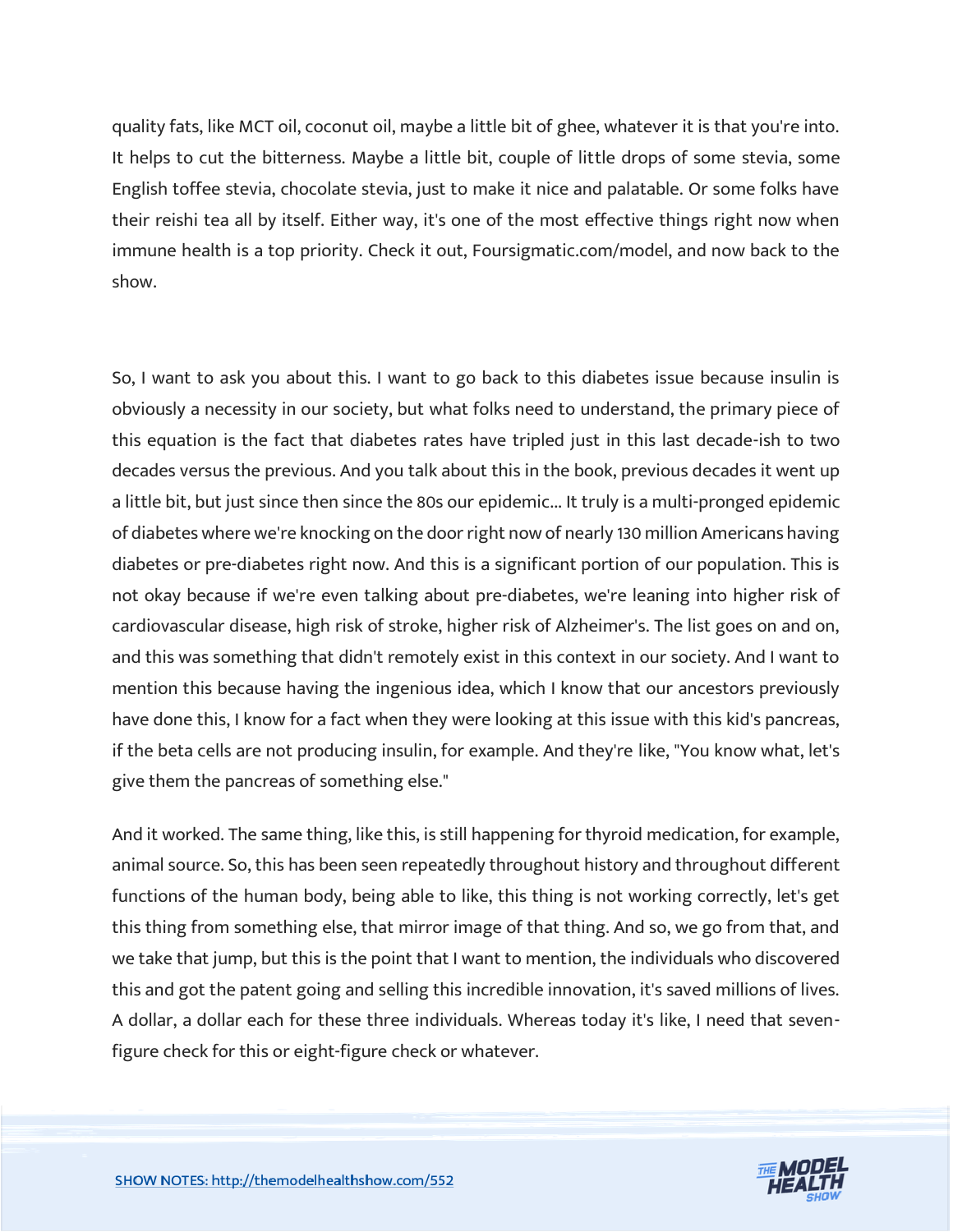quality fats, like MCT oil, coconut oil, maybe a little bit of ghee, whatever it is that you're into. It helps to cut the bitterness. Maybe a little bit, couple of little drops of some stevia, some English toffee stevia, chocolate stevia, just to make it nice and palatable. Or some folks have their reishi tea all by itself. Either way, it's one of the most effective things right now when immune health is a top priority. Check it out, Foursigmatic.com/model, and now back to the show.

So, I want to ask you about this. I want to go back to this diabetes issue because insulin is obviously a necessity in our society, but what folks need to understand, the primary piece of this equation is the fact that diabetes rates have tripled just in this last decade-ish to two decades versus the previous. And you talk about this in the book, previous decades it went up a little bit, but just since then since the 80s our epidemic... It truly is a multi-pronged epidemic of diabetes where we're knocking on the door right now of nearly 130 million Americans having diabetes or pre-diabetes right now. And this is a significant portion of our population. This is not okay because if we're even talking about pre-diabetes, we're leaning into higher risk of cardiovascular disease, high risk of stroke, higher risk of Alzheimer's. The list goes on and on, and this was something that didn't remotely exist in this context in our society. And I want to mention this because having the ingenious idea, which I know that our ancestors previously have done this, I know for a fact when they were looking at this issue with this kid's pancreas, if the beta cells are not producing insulin, for example. And they're like, "You know what, let's give them the pancreas of something else."

And it worked. The same thing, like this, is still happening for thyroid medication, for example, animal source. So, this has been seen repeatedly throughout history and throughout different functions of the human body, being able to like, this thing is not working correctly, let's get this thing from something else, that mirror image of that thing. And so, we go from that, and we take that jump, but this is the point that I want to mention, the individuals who discovered this and got the patent going and selling this incredible innovation, it's saved millions of lives. A dollar, a dollar each for these three individuals. Whereas today it's like, I need that seven-figure check for this or eight-figure check or whatever.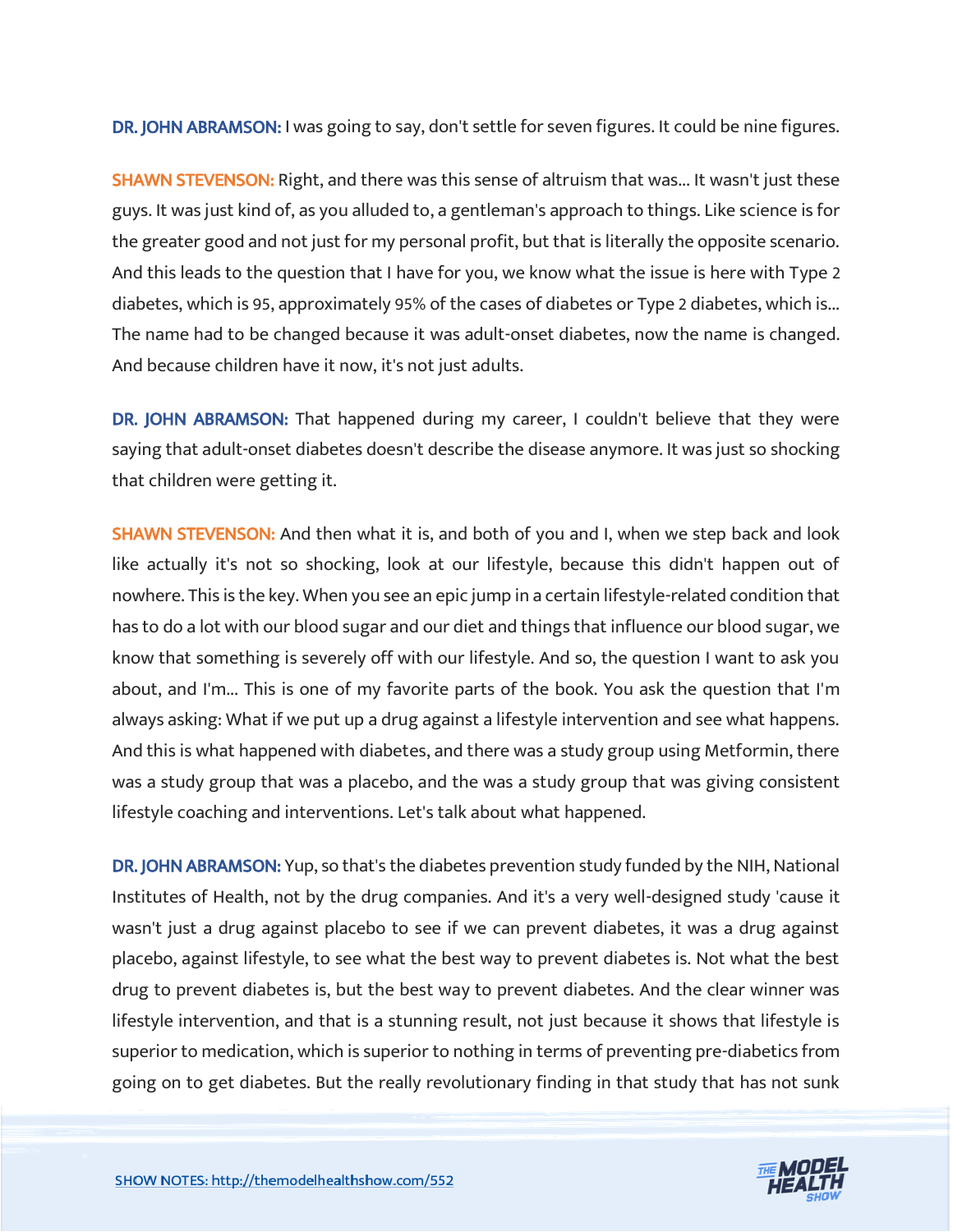**DR. JOHN ABRAMSON:** I was going to say, don't settle for seven figures. It could be nine figures.

**SHAWN STEVENSON:** Right, and there was this sense of altruism that was... It wasn't just these guys. It was just kind of, as you alluded to, a gentleman's approach to things. Like science is for the greater good and not just for my personal profit, but that is literally the opposite scenario. And this leads to the question that I have for you, we know what the issue is here with Type 2 diabetes, which is 95, approximately 95% of the cases of diabetes or Type 2 diabetes, which is... The name had to be changed because it was adult-onset diabetes, now the name is changed. And because children have it now, it's not just adults.

**DR. JOHN ABRAMSON:** That happened during my career, I couldn't believe that they were saying that adult-onset diabetes doesn't describe the disease anymore. It was just so shocking that children were getting it.

**SHAWN STEVENSON:** And then what it is, and both of you and I, when we step back and look like actually it's not so shocking, look at our lifestyle, because this didn't happen out of nowhere. This is the key. When you see an epic jump in a certain lifestyle-related condition that has to do a lot with our blood sugar and our diet and things that influence our blood sugar, we know that something is severely off with our lifestyle. And so, the question I want to ask you about, and I'm... This is one of my favorite parts of the book. You ask the question that I'm always asking: What if we put up a drug against a lifestyle intervention and see what happens. And this is what happened with diabetes, and there was a study group using Metformin, there was a study group that was a placebo, and the was a study group that was giving consistent lifestyle coaching and interventions. Let's talk about what happened.

**DR. JOHN ABRAMSON:** Yup, so that's the diabetes prevention study funded by the NIH, National Institutes of Health, not by the drug companies. And it's a very well-designed study 'cause it wasn't just a drug against placebo to see if we can prevent diabetes, it was a drug against placebo, against lifestyle, to see what the best way to prevent diabetes is. Not what the best drug to prevent diabetes is, but the best way to prevent diabetes. And the clear winner was lifestyle intervention, and that is a stunning result, not just because it shows that lifestyle is superior to medication, which is superior to nothing in terms of preventing pre-diabetics from going on to get diabetes. But the really revolutionary finding in that study that has not sunk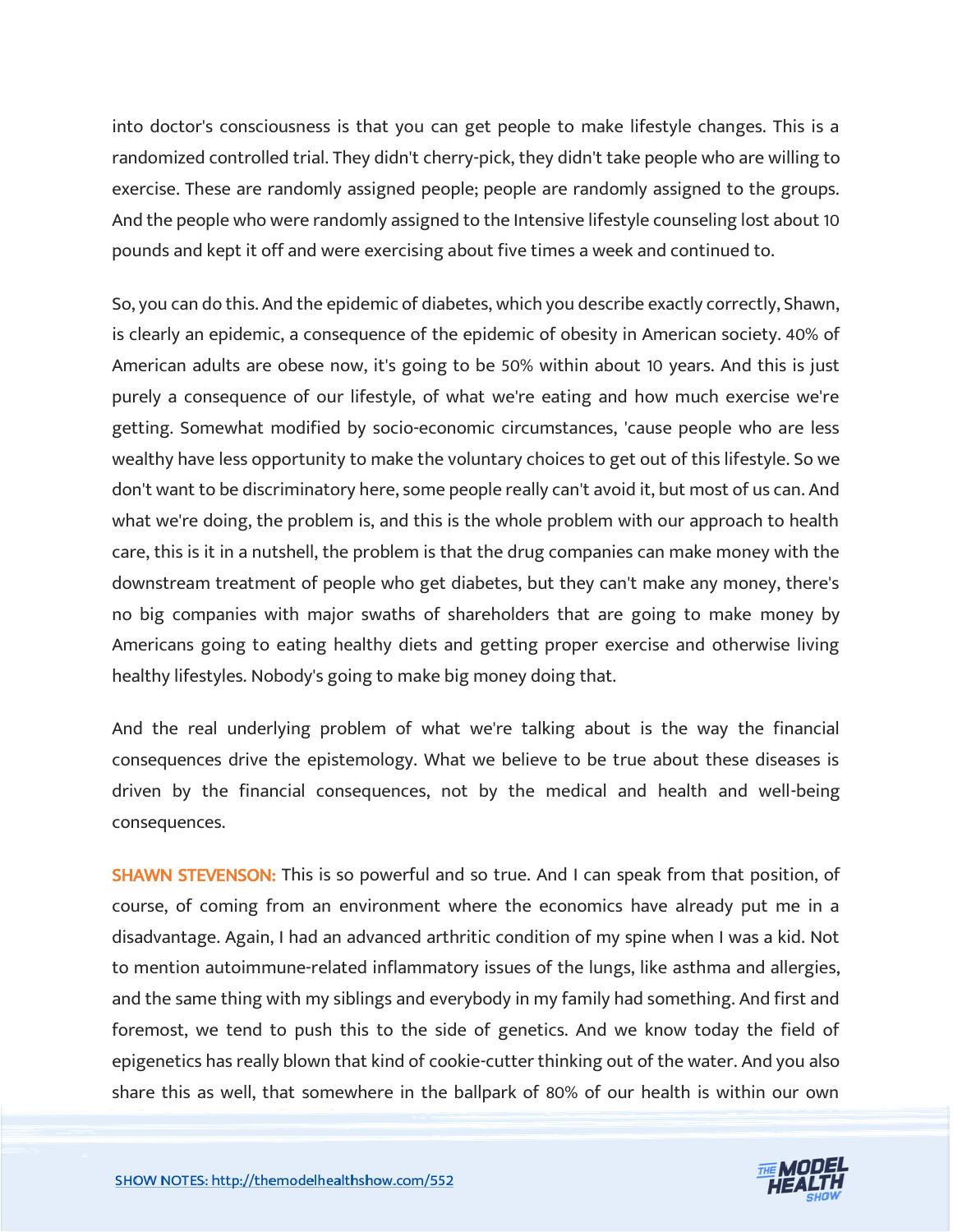into doctor's consciousness is that you can get people to make lifestyle changes. This is a randomized controlled trial. They didn't cherry-pick, they didn't take people who are willing to exercise. These are randomly assigned people; people are randomly assigned to the groups. And the people who were randomly assigned to the Intensive lifestyle counseling lost about 10 pounds and kept it off and were exercising about five times a week and continued to.

So, you can do this. And the epidemic of diabetes, which you describe exactly correctly, Shawn, is clearly an epidemic, a consequence of the epidemic of obesity in American society. 40% of American adults are obese now, it's going to be 50% within about 10 years. And this is just purely a consequence of our lifestyle, of what we're eating and how much exercise we're getting. Somewhat modified by socio-economic circumstances, 'cause people who are less wealthy have less opportunity to make the voluntary choices to get out of this lifestyle. So we don't want to be discriminatory here, some people really can't avoid it, but most of us can. And what we're doing, the problem is, and this is the whole problem with our approach to health care, this is it in a nutshell, the problem is that the drug companies can make money with the downstream treatment of people who get diabetes, but they can't make any money, there's no big companies with major swaths of shareholders that are going to make money by Americans going to eating healthy diets and getting proper exercise and otherwise living healthy lifestyles. Nobody's going to make big money doing that.

And the real underlying problem of what we're talking about is the way the financial consequences drive the epistemology. What we believe to be true about these diseases is driven by the financial consequences, not by the medical and health and well-being consequences.

**SHAWN STEVENSON:** This is so powerful and so true. And I can speak from that position, of course, of coming from an environment where the economics have already put me in a disadvantage. Again, I had an advanced arthritic condition of my spine when I was a kid. Not to mention autoimmune-related inflammatory issues of the lungs, like asthma and allergies, and the same thing with my siblings and everybody in my family had something. And first and foremost, we tend to push this to the side of genetics. And we know today the field of epigenetics has really blown that kind of cookie-cutter thinking out of the water. And you also share this as well, that somewhere in the ballpark of 80% of our health is within our own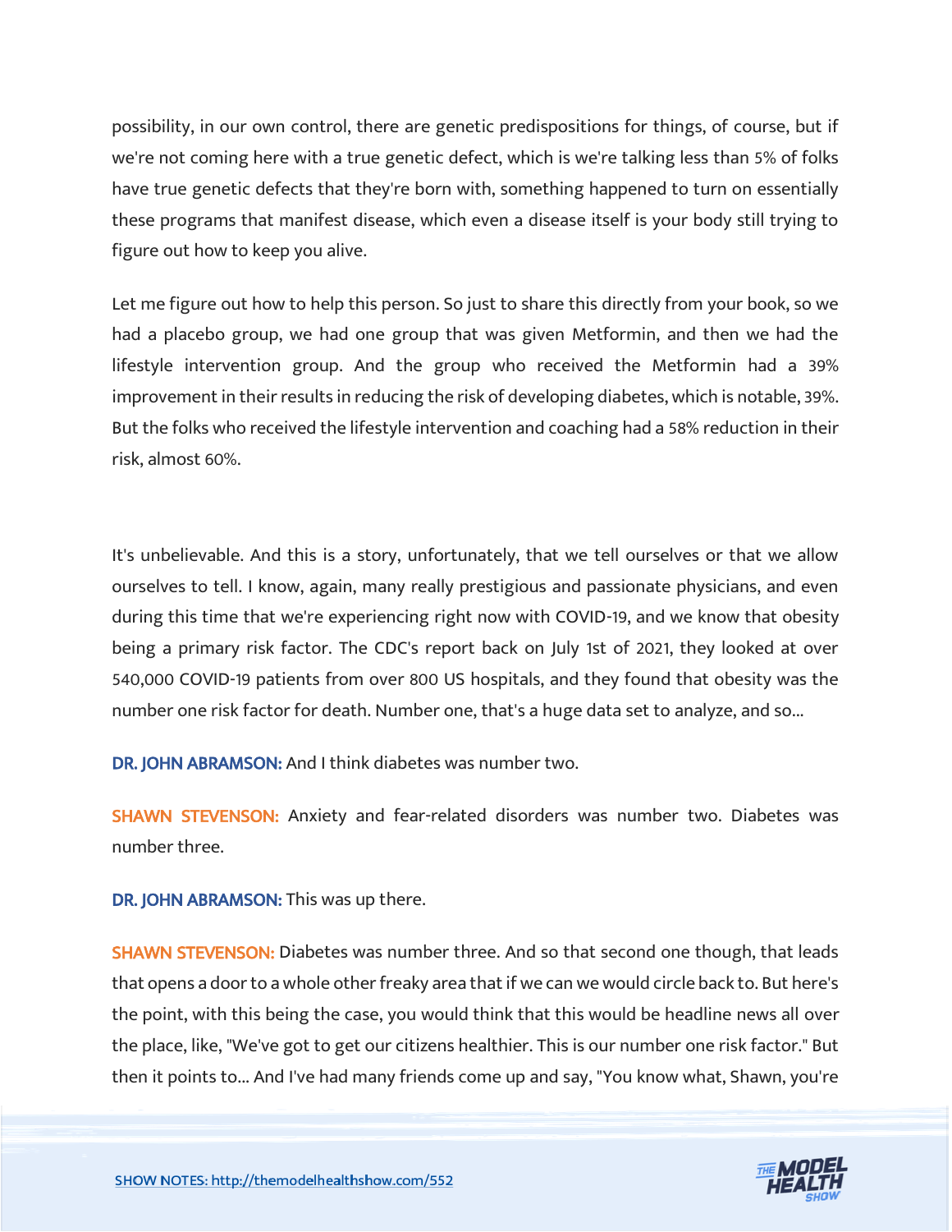possibility, in our own control, there are genetic predispositions for things, of course, but if we're not coming here with a true genetic defect, which is we're talking less than 5% of folks have true genetic defects that they're born with, something happened to turn on essentially these programs that manifest disease, which even a disease itself is your body still trying to figure out how to keep you alive.

Let me figure out how to help this person. So just to share this directly from your book, so we had a placebo group, we had one group that was given Metformin, and then we had the lifestyle intervention group. And the group who received the Metformin had a 39% improvement in their results in reducing the risk of developing diabetes, which is notable, 39%. But the folks who received the lifestyle intervention and coaching had a 58% reduction in their risk, almost 60%.

It's unbelievable. And this is a story, unfortunately, that we tell ourselves or that we allow ourselves to tell. I know, again, many really prestigious and passionate physicians, and even during this time that we're experiencing right now with COVID-19, and we know that obesity being a primary risk factor. The CDC's report back on July 1st of 2021, they looked at over 540,000 COVID-19 patients from over 800 US hospitals, and they found that obesity was the number one risk factor for death. Number one, that's a huge data set to analyze, and so...

**DR. JOHN ABRAMSON:** And I think diabetes was number two.

**SHAWN STEVENSON:** Anxiety and fear-related disorders was number two. Diabetes was number three.

**DR. JOHN ABRAMSON:** This was up there.

**SHAWN STEVENSON:** Diabetes was number three. And so that second one though, that leads that opens a door to a whole other freaky area that if we can we would circle back to. But here's the point, with this being the case, you would think that this would be headline news all over the place, like, "We've got to get our citizens healthier. This is our number one risk factor." But then it points to... And I've had many friends come up and say, "You know what, Shawn, you're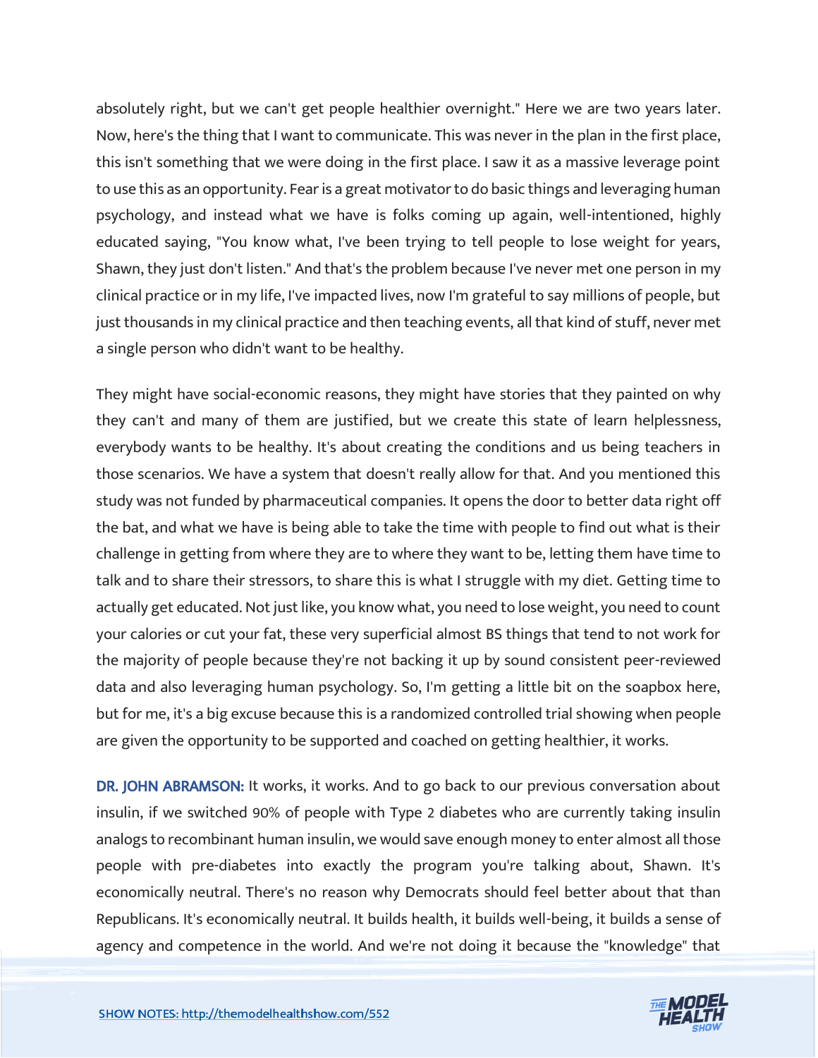absolutely right, but we can't get people healthier overnight." Here we are two years later. Now, here's the thing that I want to communicate. This was never in the plan in the first place, this isn't something that we were doing in the first place. I saw it as a massive leverage point to use this as an opportunity. Fear is a great motivator to do basic things and leveraging human psychology, and instead what we have is folks coming up again, well-intentioned, highly educated saying, "You know what, I've been trying to tell people to lose weight for years, Shawn, they just don't listen." And that's the problem because I've never met one person in my clinical practice or in my life, I've impacted lives, now I'm grateful to say millions of people, but just thousands in my clinical practice and then teaching events, all that kind of stuff, never met a single person who didn't want to be healthy.

They might have social-economic reasons, they might have stories that they painted on why they can't and many of them are justified, but we create this state of learn helplessness, everybody wants to be healthy. It's about creating the conditions and us being teachers in those scenarios. We have a system that doesn't really allow for that. And you mentioned this study was not funded by pharmaceutical companies. It opens the door to better data right off the bat, and what we have is being able to take the time with people to find out what is their challenge in getting from where they are to where they want to be, letting them have time to talk and to share their stressors, to share this is what I struggle with my diet. Getting time to actually get educated. Not just like, you know what, you need to lose weight, you need to count your calories or cut your fat, these very superficial almost BS things that tend to not work for the majority of people because they're not backing it up by sound consistent peer-reviewed data and also leveraging human psychology. So, I'm getting a little bit on the soapbox here, but for me, it's a big excuse because this is a randomized controlled trial showing when people are given the opportunity to be supported and coached on getting healthier, it works.

**DR. JOHN ABRAMSON:** It works, it works. And to go back to our previous conversation about insulin, if we switched 90% of people with Type 2 diabetes who are currently taking insulin analogs to recombinant human insulin, we would save enough money to enter almost all those people with pre-diabetes into exactly the program you're talking about, Shawn. It's economically neutral. There's no reason why Democrats should feel better about that than Republicans. It's economically neutral. It builds health, it builds well-being, it builds a sense of agency and competence in the world. And we're not doing it because the "knowledge" that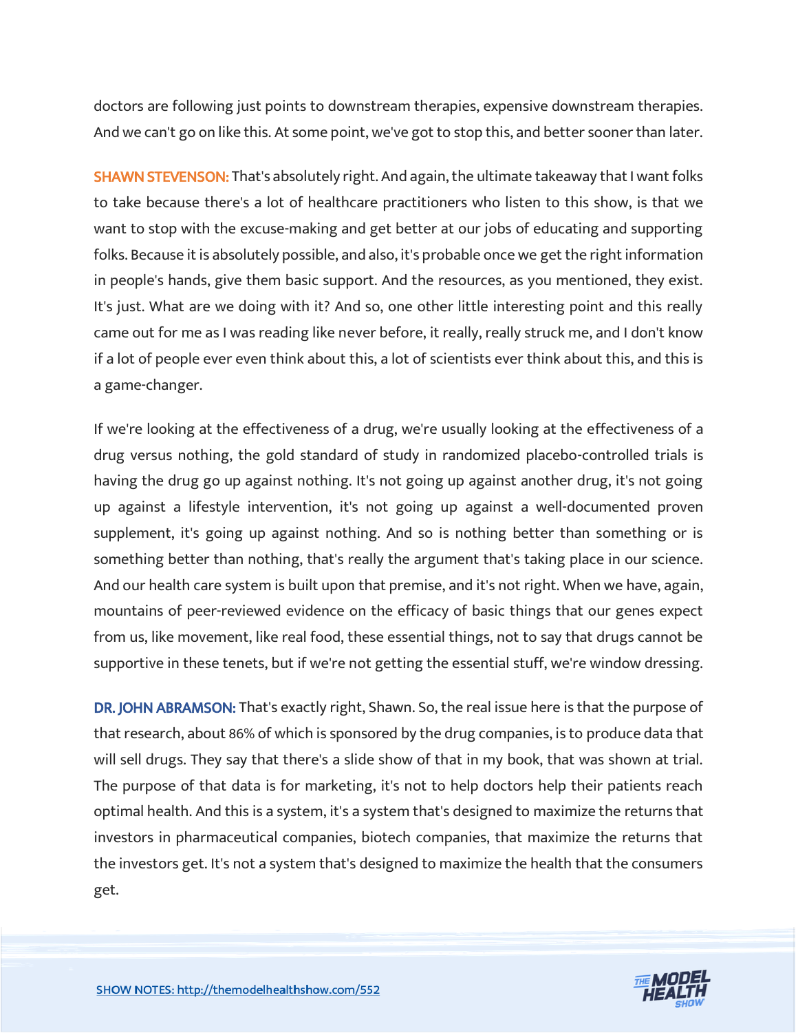doctors are following just points to downstream therapies, expensive downstream therapies. And we can't go on like this. At some point, we've got to stop this, and better sooner than later.

**SHAWN STEVENSON:** That's absolutely right. And again, the ultimate takeaway that I want folks to take because there's a lot of healthcare practitioners who listen to this show, is that we want to stop with the excuse-making and get better at our jobs of educating and supporting folks. Because it is absolutely possible, and also, it's probable once we get the right information in people's hands, give them basic support. And the resources, as you mentioned, they exist. It's just. What are we doing with it? And so, one other little interesting point and this really came out for me as I was reading like never before, it really, really struck me, and I don't know if a lot of people ever even think about this, a lot of scientists ever think about this, and this is a game-changer.

If we're looking at the effectiveness of a drug, we're usually looking at the effectiveness of a drug versus nothing, the gold standard of study in randomized placebo-controlled trials is having the drug go up against nothing. It's not going up against another drug, it's not going up against a lifestyle intervention, it's not going up against a well-documented proven supplement, it's going up against nothing. And so is nothing better than something or is something better than nothing, that's really the argument that's taking place in our science. And our health care system is built upon that premise, and it's not right. When we have, again, mountains of peer-reviewed evidence on the efficacy of basic things that our genes expect from us, like movement, like real food, these essential things, not to say that drugs cannot be supportive in these tenets, but if we're not getting the essential stuff, we're window dressing.

**DR. JOHN ABRAMSON:** That's exactly right, Shawn. So, the real issue here is that the purpose of that research, about 86% of which is sponsored by the drug companies, is to produce data that will sell drugs. They say that there's a slide show of that in my book, that was shown at trial. The purpose of that data is for marketing, it's not to help doctors help their patients reach optimal health. And this is a system, it's a system that's designed to maximize the returns that investors in pharmaceutical companies, biotech companies, that maximize the returns that the investors get. It's not a system that's designed to maximize the health that the consumers get.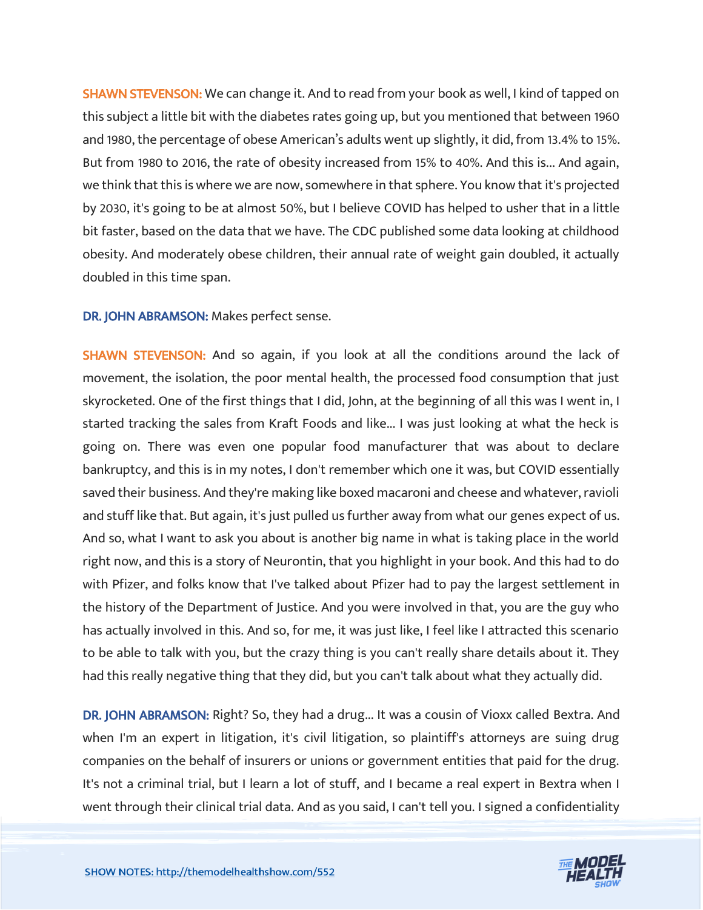**SHAWN STEVENSON:** We can change it. And to read from your book as well, I kind of tapped on this subject a little bit with the diabetes rates going up, but you mentioned that between 1960 and 1980, the percentage of obese American's adults went up slightly, it did, from 13.4% to 15%. But from 1980 to 2016, the rate of obesity increased from 15% to 40%. And this is... And again, we think that this is where we are now, somewhere in that sphere. You know that it's projected by 2030, it's going to be at almost 50%, but I believe COVID has helped to usher that in a little bit faster, based on the data that we have. The CDC published some data looking at childhood obesity. And moderately obese children, their annual rate of weight gain doubled, it actually doubled in this time span.

**DR. JOHN ABRAMSON:** Makes perfect sense.

**SHAWN STEVENSON:** And so again, if you look at all the conditions around the lack of movement, the isolation, the poor mental health, the processed food consumption that just skyrocketed. One of the first things that I did, John, at the beginning of all this was I went in, I started tracking the sales from Kraft Foods and like... I was just looking at what the heck is going on. There was even one popular food manufacturer that was about to declare bankruptcy, and this is in my notes, I don't remember which one it was, but COVID essentially saved their business. And they're making like boxed macaroni and cheese and whatever, ravioli and stuff like that. But again, it's just pulled us further away from what our genes expect of us. And so, what I want to ask you about is another big name in what is taking place in the world right now, and this is a story of Neurontin, that you highlight in your book. And this had to do with Pfizer, and folks know that I've talked about Pfizer had to pay the largest settlement in the history of the Department of Justice. And you were involved in that, you are the guy who has actually involved in this. And so, for me, it was just like, I feel like I attracted this scenario to be able to talk with you, but the crazy thing is you can't really share details about it. They had this really negative thing that they did, but you can't talk about what they actually did.

**DR. JOHN ABRAMSON:** Right? So, they had a drug... It was a cousin of Vioxx called Bextra. And when I'm an expert in litigation, it's civil litigation, so plaintiff's attorneys are suing drug companies on the behalf of insurers or unions or government entities that paid for the drug. It's not a criminal trial, but I learn a lot of stuff, and I became a real expert in Bextra when I went through their clinical trial data. And as you said, I can't tell you. I signed a confidentiality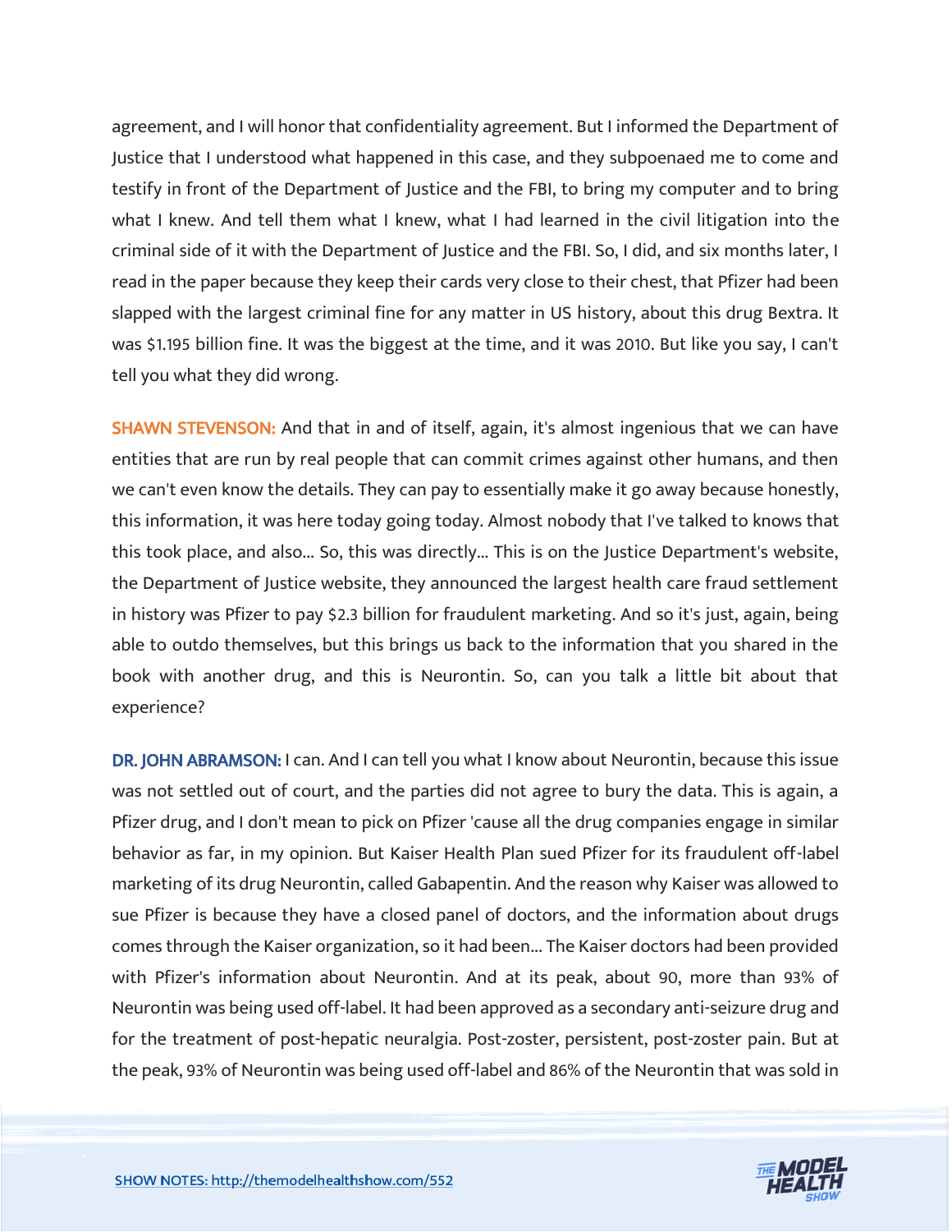agreement, and I will honor that confidentiality agreement. But I informed the Department of Justice that I understood what happened in this case, and they subpoenaed me to come and testify in front of the Department of Justice and the FBI, to bring my computer and to bring what I knew. And tell them what I knew, what I had learned in the civil litigation into the criminal side of it with the Department of Justice and the FBI. So, I did, and six months later, I read in the paper because they keep their cards very close to their chest, that Pfizer had been slapped with the largest criminal fine for any matter in US history, about this drug Bextra. It was $1.195 billion fine. It was the biggest at the time, and it was 2010. But like you say, I can't tell you what they did wrong.

**SHAWN STEVENSON:** And that in and of itself, again, it's almost ingenious that we can have entities that are run by real people that can commit crimes against other humans, and then we can't even know the details. They can pay to essentially make it go away because honestly, this information, it was here today going today. Almost nobody that I've talked to knows that this took place, and also... So, this was directly... This is on the Justice Department's website, the Department of Justice website, they announced the largest health care fraud settlement in history was Pfizer to pay $2.3 billion for fraudulent marketing. And so it's just, again, being able to outdo themselves, but this brings us back to the information that you shared in the book with another drug, and this is Neurontin. So, can you talk a little bit about that experience?

**DR. JOHN ABRAMSON:** I can. And I can tell you what I know about Neurontin, because this issue was not settled out of court, and the parties did not agree to bury the data. This is again, a Pfizer drug, and I don't mean to pick on Pfizer 'cause all the drug companies engage in similar behavior as far, in my opinion. But Kaiser Health Plan sued Pfizer for its fraudulent off-label marketing of its drug Neurontin, called Gabapentin. And the reason why Kaiser was allowed to sue Pfizer is because they have a closed panel of doctors, and the information about drugs comes through the Kaiser organization, so it had been... The Kaiser doctors had been provided with Pfizer's information about Neurontin. And at its peak, about 90, more than 93% of Neurontin was being used off-label. It had been approved as a secondary anti-seizure drug and for the treatment of post-hepatic neuralgia. Post-zoster, persistent, post-zoster pain. But at the peak, 93% of Neurontin was being used off-label and 86% of the Neurontin that was sold in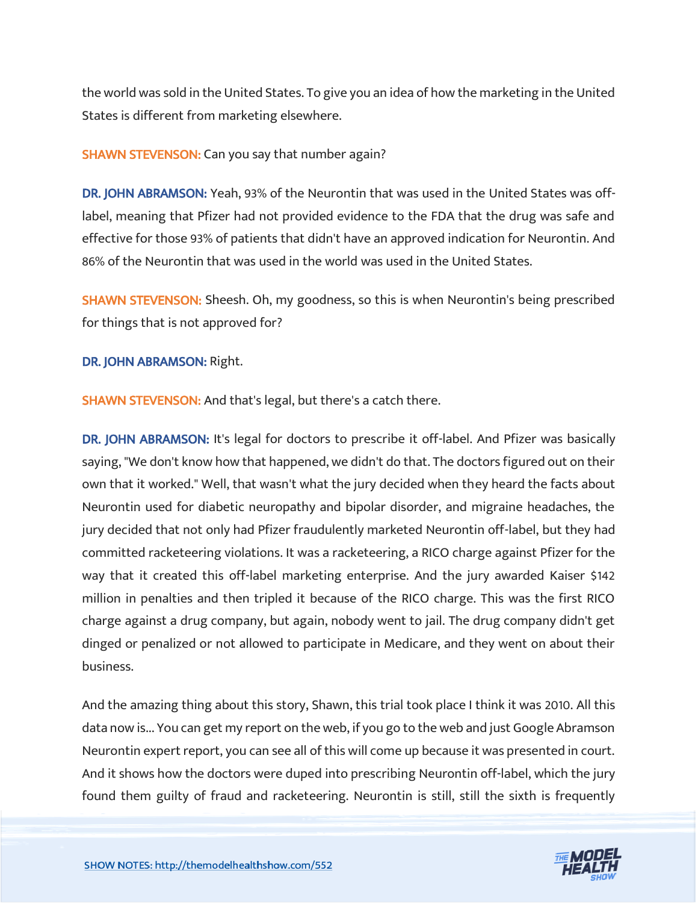the world was sold in the United States. To give you an idea of how the marketing in the United States is different from marketing elsewhere.

**SHAWN STEVENSON:** Can you say that number again?

**DR. JOHN ABRAMSON:** Yeah, 93% of the Neurontin that was used in the United States was off-label, meaning that Pfizer had not provided evidence to the FDA that the drug was safe and effective for those 93% of patients that didn't have an approved indication for Neurontin. And 86% of the Neurontin that was used in the world was used in the United States.

**SHAWN STEVENSON:** Sheesh. Oh, my goodness, so this is when Neurontin's being prescribed for things that is not approved for?

**DR. JOHN ABRAMSON:** Right.

**SHAWN STEVENSON:** And that's legal, but there's a catch there.

**DR. JOHN ABRAMSON:** It's legal for doctors to prescribe it off-label. And Pfizer was basically saying, "We don't know how that happened, we didn't do that. The doctors figured out on their own that it worked." Well, that wasn't what the jury decided when they heard the facts about Neurontin used for diabetic neuropathy and bipolar disorder, and migraine headaches, the jury decided that not only had Pfizer fraudulently marketed Neurontin off-label, but they had committed racketeering violations. It was a racketeering, a RICO charge against Pfizer for the way that it created this off-label marketing enterprise. And the jury awarded Kaiser $142 million in penalties and then tripled it because of the RICO charge. This was the first RICO charge against a drug company, but again, nobody went to jail. The drug company didn't get dinged or penalized or not allowed to participate in Medicare, and they went on about their business.

And the amazing thing about this story, Shawn, this trial took place I think it was 2010. All this data now is... You can get my report on the web, if you go to the web and just Google Abramson Neurontin expert report, you can see all of this will come up because it was presented in court. And it shows how the doctors were duped into prescribing Neurontin off-label, which the jury found them guilty of fraud and racketeering. Neurontin is still, still the sixth is frequently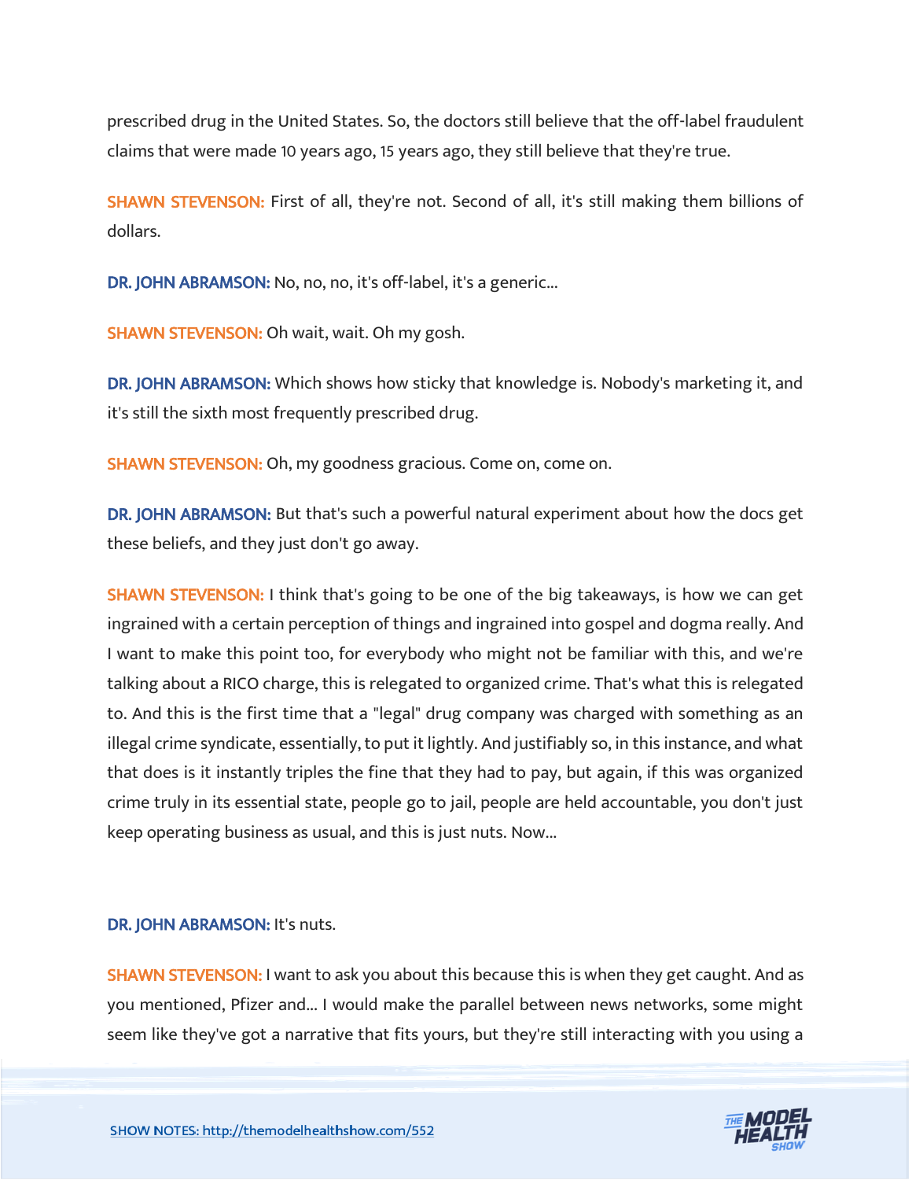prescribed drug in the United States. So, the doctors still believe that the off-label fraudulent claims that were made 10 years ago, 15 years ago, they still believe that they're true.

**SHAWN STEVENSON:** First of all, they're not. Second of all, it's still making them billions of dollars.

**DR. JOHN ABRAMSON:** No, no, no, it's off-label, it's a generic...

**SHAWN STEVENSON:** Oh wait, wait. Oh my gosh.

**DR. JOHN ABRAMSON:** Which shows how sticky that knowledge is. Nobody's marketing it, and it's still the sixth most frequently prescribed drug.

**SHAWN STEVENSON:** Oh, my goodness gracious. Come on, come on.

**DR. JOHN ABRAMSON:** But that's such a powerful natural experiment about how the docs get these beliefs, and they just don't go away.

**SHAWN STEVENSON:** I think that's going to be one of the big takeaways, is how we can get ingrained with a certain perception of things and ingrained into gospel and dogma really. And I want to make this point too, for everybody who might not be familiar with this, and we're talking about a RICO charge, this is relegated to organized crime. That's what this is relegated to. And this is the first time that a "legal" drug company was charged with something as an illegal crime syndicate, essentially, to put it lightly. And justifiably so, in this instance, and what that does is it instantly triples the fine that they had to pay, but again, if this was organized crime truly in its essential state, people go to jail, people are held accountable, you don't just keep operating business as usual, and this is just nuts. Now...

**DR. JOHN ABRAMSON:** It's nuts.

**SHAWN STEVENSON:** I want to ask you about this because this is when they get caught. And as you mentioned, Pfizer and... I would make the parallel between news networks, some might seem like they've got a narrative that fits yours, but they're still interacting with you using a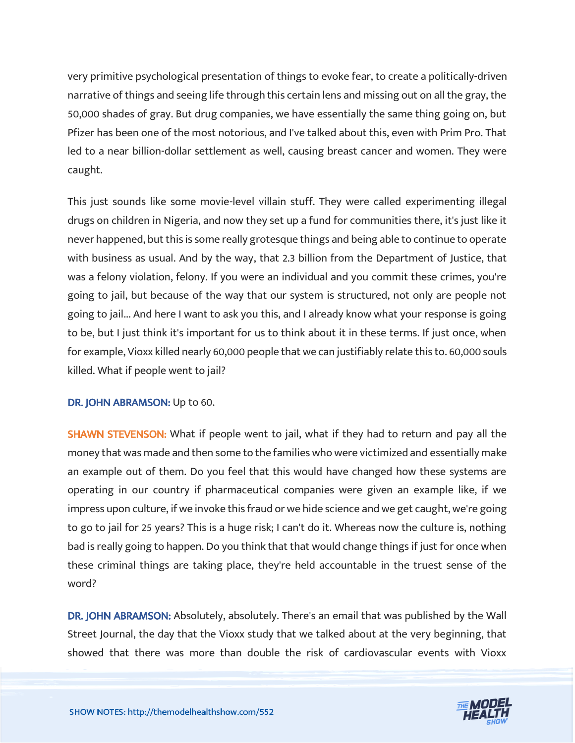very primitive psychological presentation of things to evoke fear, to create a politically-driven narrative of things and seeing life through this certain lens and missing out on all the gray, the 50,000 shades of gray. But drug companies, we have essentially the same thing going on, but Pfizer has been one of the most notorious, and I've talked about this, even with Prim Pro. That led to a near billion-dollar settlement as well, causing breast cancer and women. They were caught.

This just sounds like some movie-level villain stuff. They were called experimenting illegal drugs on children in Nigeria, and now they set up a fund for communities there, it's just like it never happened, but this is some really grotesque things and being able to continue to operate with business as usual. And by the way, that 2.3 billion from the Department of Justice, that was a felony violation, felony. If you were an individual and you commit these crimes, you're going to jail, but because of the way that our system is structured, not only are people not going to jail... And here I want to ask you this, and I already know what your response is going to be, but I just think it's important for us to think about it in these terms. If just once, when for example, Vioxx killed nearly 60,000 people that we can justifiably relate this to. 60,000 souls killed. What if people went to jail?

**DR. JOHN ABRAMSON:** Up to 60.

**SHAWN STEVENSON:** What if people went to jail, what if they had to return and pay all the money that was made and then some to the families who were victimized and essentially make an example out of them. Do you feel that this would have changed how these systems are operating in our country if pharmaceutical companies were given an example like, if we impress upon culture, if we invoke this fraud or we hide science and we get caught, we're going to go to jail for 25 years? This is a huge risk; I can't do it. Whereas now the culture is, nothing bad is really going to happen. Do you think that that would change things if just for once when these criminal things are taking place, they're held accountable in the truest sense of the word?

**DR. JOHN ABRAMSON:** Absolutely, absolutely. There's an email that was published by the Wall Street Journal, the day that the Vioxx study that we talked about at the very beginning, that showed that there was more than double the risk of cardiovascular events with Vioxx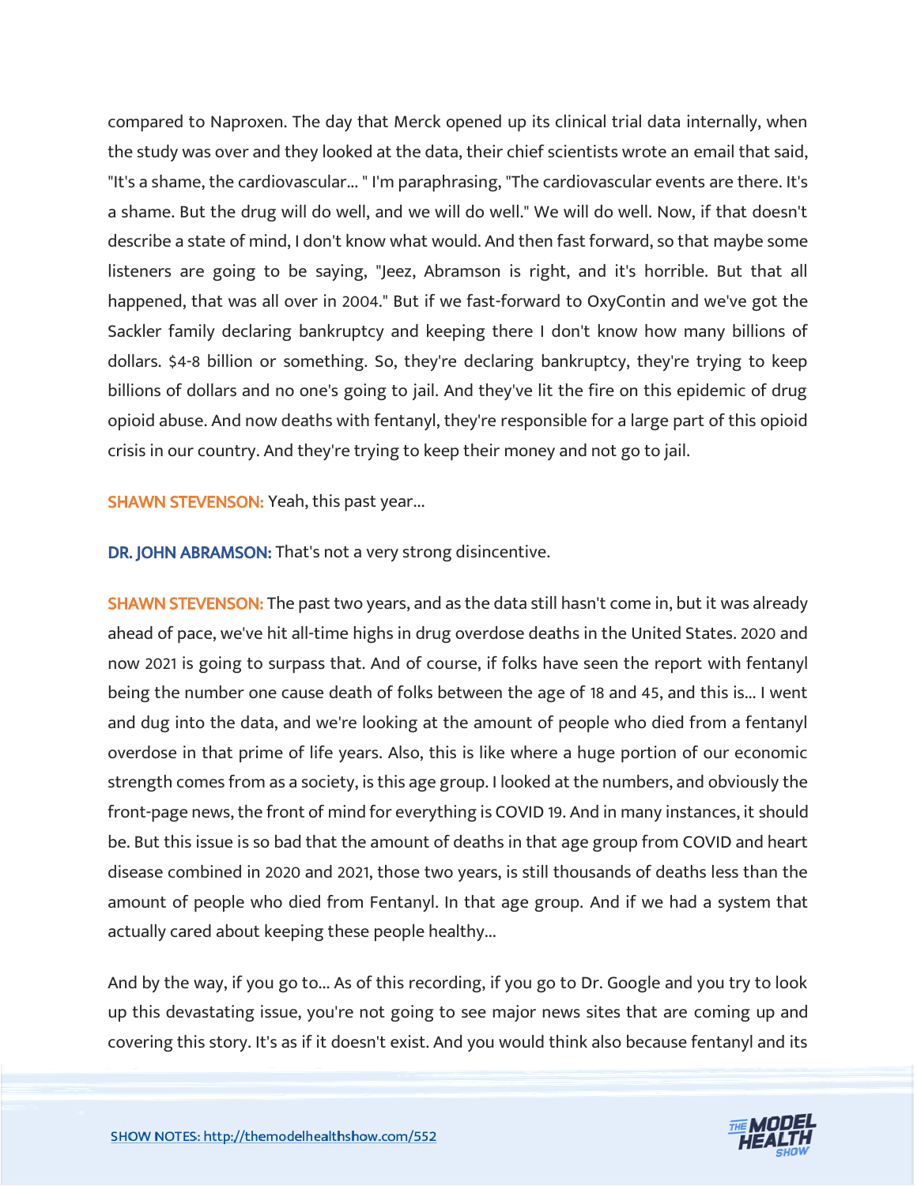compared to Naproxen. The day that Merck opened up its clinical trial data internally, when the study was over and they looked at the data, their chief scientists wrote an email that said, "It's a shame, the cardiovascular... " I'm paraphrasing, "The cardiovascular events are there. It's a shame. But the drug will do well, and we will do well." We will do well. Now, if that doesn't describe a state of mind, I don't know what would. And then fast forward, so that maybe some listeners are going to be saying, "Jeez, Abramson is right, and it's horrible. But that all happened, that was all over in 2004." But if we fast-forward to OxyContin and we've got the Sackler family declaring bankruptcy and keeping there I don't know how many billions of dollars. $4-8 billion or something. So, they're declaring bankruptcy, they're trying to keep billions of dollars and no one's going to jail. And they've lit the fire on this epidemic of drug opioid abuse. And now deaths with fentanyl, they're responsible for a large part of this opioid crisis in our country. And they're trying to keep their money and not go to jail.

**SHAWN STEVENSON:** Yeah, this past year...

**DR. JOHN ABRAMSON:** That's not a very strong disincentive.

**SHAWN STEVENSON:** The past two years, and as the data still hasn't come in, but it was already ahead of pace, we've hit all-time highs in drug overdose deaths in the United States. 2020 and now 2021 is going to surpass that. And of course, if folks have seen the report with fentanyl being the number one cause death of folks between the age of 18 and 45, and this is... I went and dug into the data, and we're looking at the amount of people who died from a fentanyl overdose in that prime of life years. Also, this is like where a huge portion of our economic strength comes from as a society, is this age group. I looked at the numbers, and obviously the front-page news, the front of mind for everything is COVID 19. And in many instances, it should be. But this issue is so bad that the amount of deaths in that age group from COVID and heart disease combined in 2020 and 2021, those two years, is still thousands of deaths less than the amount of people who died from Fentanyl. In that age group. And if we had a system that actually cared about keeping these people healthy...

And by the way, if you go to... As of this recording, if you go to Dr. Google and you try to look up this devastating issue, you're not going to see major news sites that are coming up and covering this story. It's as if it doesn't exist. And you would think also because fentanyl and its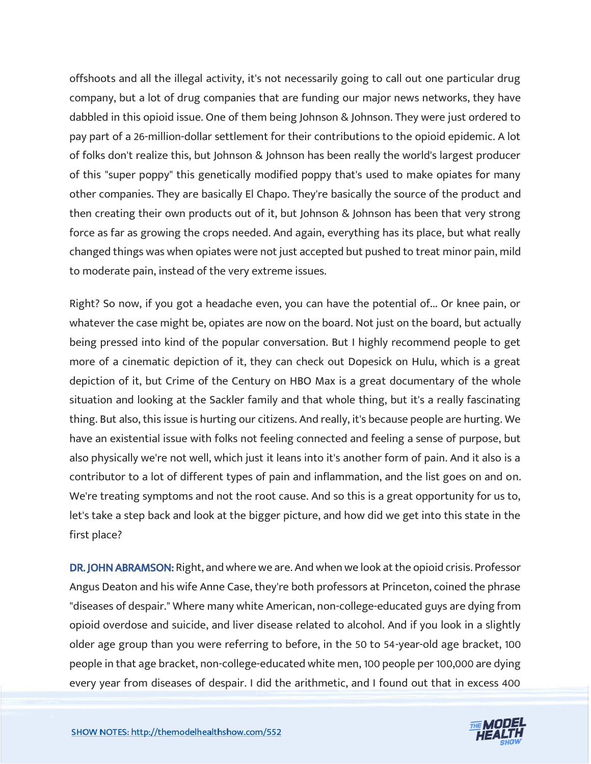offshoots and all the illegal activity, it's not necessarily going to call out one particular drug company, but a lot of drug companies that are funding our major news networks, they have dabbled in this opioid issue. One of them being Johnson & Johnson. They were just ordered to pay part of a 26-million-dollar settlement for their contributions to the opioid epidemic. A lot of folks don't realize this, but Johnson & Johnson has been really the world's largest producer of this "super poppy" this genetically modified poppy that's used to make opiates for many other companies. They are basically El Chapo. They're basically the source of the product and then creating their own products out of it, but Johnson & Johnson has been that very strong force as far as growing the crops needed. And again, everything has its place, but what really changed things was when opiates were not just accepted but pushed to treat minor pain, mild to moderate pain, instead of the very extreme issues.

Right? So now, if you got a headache even, you can have the potential of... Or knee pain, or whatever the case might be, opiates are now on the board. Not just on the board, but actually being pressed into kind of the popular conversation. But I highly recommend people to get more of a cinematic depiction of it, they can check out Dopesick on Hulu, which is a great depiction of it, but Crime of the Century on HBO Max is a great documentary of the whole situation and looking at the Sackler family and that whole thing, but it's a really fascinating thing. But also, this issue is hurting our citizens. And really, it's because people are hurting. We have an existential issue with folks not feeling connected and feeling a sense of purpose, but also physically we're not well, which just it leans into it's another form of pain. And it also is a contributor to a lot of different types of pain and inflammation, and the list goes on and on. We're treating symptoms and not the root cause. And so this is a great opportunity for us to, let's take a step back and look at the bigger picture, and how did we get into this state in the first place?

**DR. JOHN ABRAMSON:** Right, and where we are. And when we look at the opioid crisis. Professor Angus Deaton and his wife Anne Case, they're both professors at Princeton, coined the phrase "diseases of despair." Where many white American, non-college-educated guys are dying from opioid overdose and suicide, and liver disease related to alcohol. And if you look in a slightly older age group than you were referring to before, in the 50 to 54-year-old age bracket, 100 people in that age bracket, non-college-educated white men, 100 people per 100,000 are dying every year from diseases of despair. I did the arithmetic, and I found out that in excess 400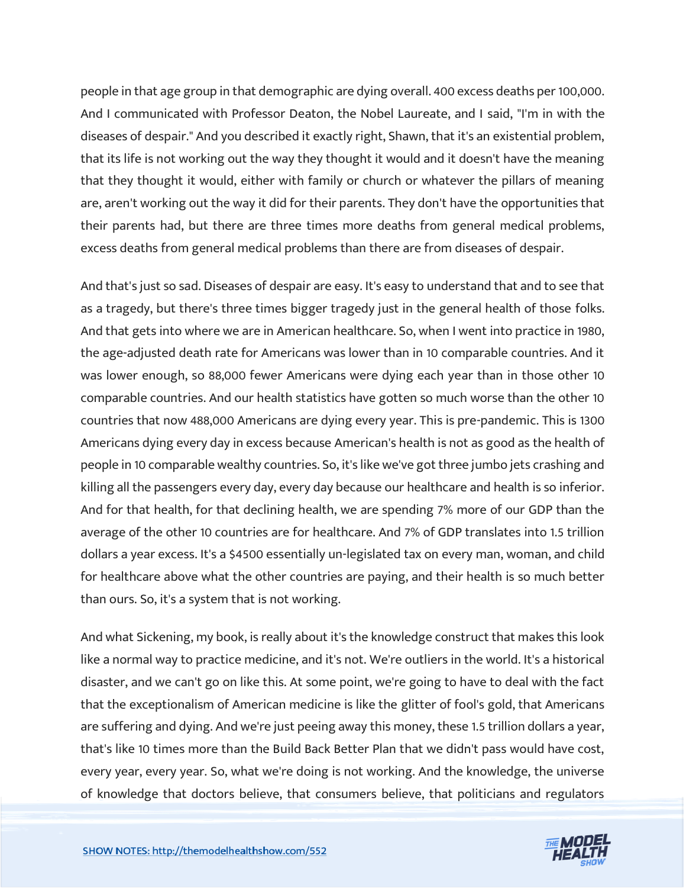people in that age group in that demographic are dying overall. 400 excess deaths per 100,000. And I communicated with Professor Deaton, the Nobel Laureate, and I said, "I'm in with the diseases of despair." And you described it exactly right, Shawn, that it's an existential problem, that its life is not working out the way they thought it would and it doesn't have the meaning that they thought it would, either with family or church or whatever the pillars of meaning are, aren't working out the way it did for their parents. They don't have the opportunities that their parents had, but there are three times more deaths from general medical problems, excess deaths from general medical problems than there are from diseases of despair.

And that's just so sad. Diseases of despair are easy. It's easy to understand that and to see that as a tragedy, but there's three times bigger tragedy just in the general health of those folks. And that gets into where we are in American healthcare. So, when I went into practice in 1980, the age-adjusted death rate for Americans was lower than in 10 comparable countries. And it was lower enough, so 88,000 fewer Americans were dying each year than in those other 10 comparable countries. And our health statistics have gotten so much worse than the other 10 countries that now 488,000 Americans are dying every year. This is pre-pandemic. This is 1300 Americans dying every day in excess because American's health is not as good as the health of people in 10 comparable wealthy countries. So, it's like we've got three jumbo jets crashing and killing all the passengers every day, every day because our healthcare and health is so inferior. And for that health, for that declining health, we are spending 7% more of our GDP than the average of the other 10 countries are for healthcare. And 7% of GDP translates into 1.5 trillion dollars a year excess. It's a $4500 essentially un-legislated tax on every man, woman, and child for healthcare above what the other countries are paying, and their health is so much better than ours. So, it's a system that is not working.

And what Sickening, my book, is really about it's the knowledge construct that makes this look like a normal way to practice medicine, and it's not. We're outliers in the world. It's a historical disaster, and we can't go on like this. At some point, we're going to have to deal with the fact that the exceptionalism of American medicine is like the glitter of fool's gold, that Americans are suffering and dying. And we're just peeing away this money, these 1.5 trillion dollars a year, that's like 10 times more than the Build Back Better Plan that we didn't pass would have cost, every year, every year. So, what we're doing is not working. And the knowledge, the universe of knowledge that doctors believe, that consumers believe, that politicians and regulators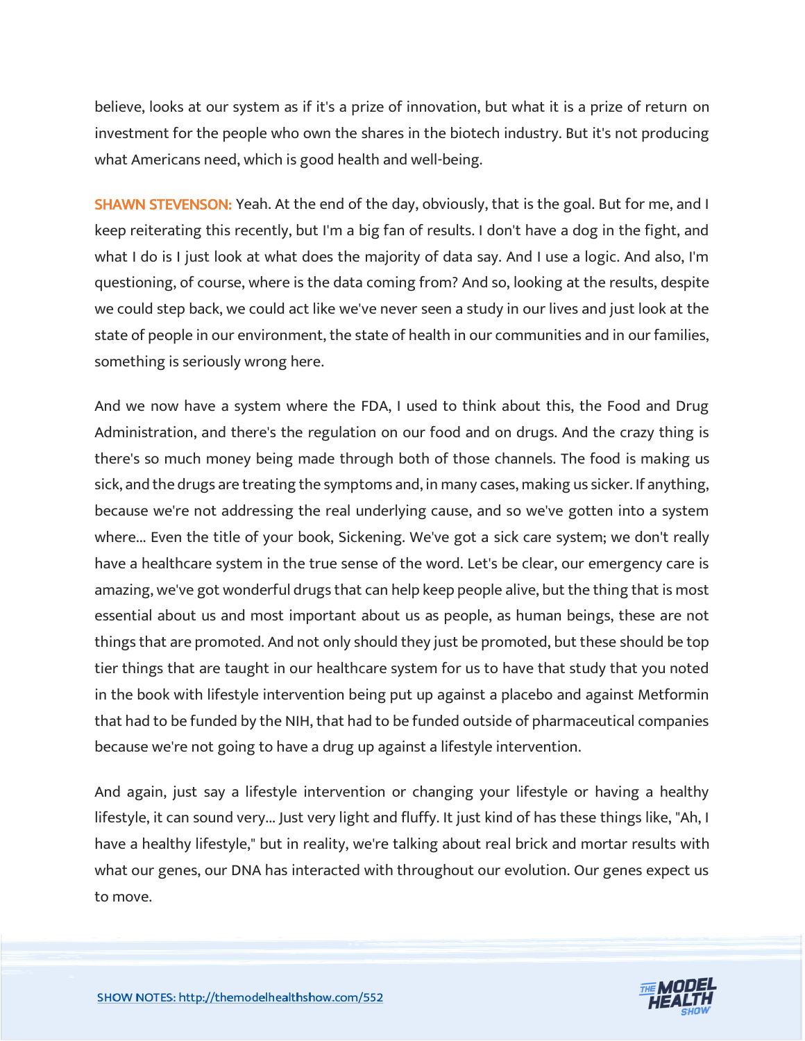believe, looks at our system as if it's a prize of innovation, but what it is a prize of return on investment for the people who own the shares in the biotech industry. But it's not producing what Americans need, which is good health and well-being.

**SHAWN STEVENSON:** Yeah. At the end of the day, obviously, that is the goal. But for me, and I keep reiterating this recently, but I'm a big fan of results. I don't have a dog in the fight, and what I do is I just look at what does the majority of data say. And I use a logic. And also, I'm questioning, of course, where is the data coming from? And so, looking at the results, despite we could step back, we could act like we've never seen a study in our lives and just look at the state of people in our environment, the state of health in our communities and in our families, something is seriously wrong here.

And we now have a system where the FDA, I used to think about this, the Food and Drug Administration, and there's the regulation on our food and on drugs. And the crazy thing is there's so much money being made through both of those channels. The food is making us sick, and the drugs are treating the symptoms and, in many cases, making us sicker. If anything, because we're not addressing the real underlying cause, and so we've gotten into a system where... Even the title of your book, Sickening. We've got a sick care system; we don't really have a healthcare system in the true sense of the word. Let's be clear, our emergency care is amazing, we've got wonderful drugs that can help keep people alive, but the thing that is most essential about us and most important about us as people, as human beings, these are not things that are promoted. And not only should they just be promoted, but these should be top tier things that are taught in our healthcare system for us to have that study that you noted in the book with lifestyle intervention being put up against a placebo and against Metformin that had to be funded by the NIH, that had to be funded outside of pharmaceutical companies because we're not going to have a drug up against a lifestyle intervention.

And again, just say a lifestyle intervention or changing your lifestyle or having a healthy lifestyle, it can sound very... Just very light and fluffy. It just kind of has these things like, "Ah, I have a healthy lifestyle," but in reality, we're talking about real brick and mortar results with what our genes, our DNA has interacted with throughout our evolution. Our genes expect us to move.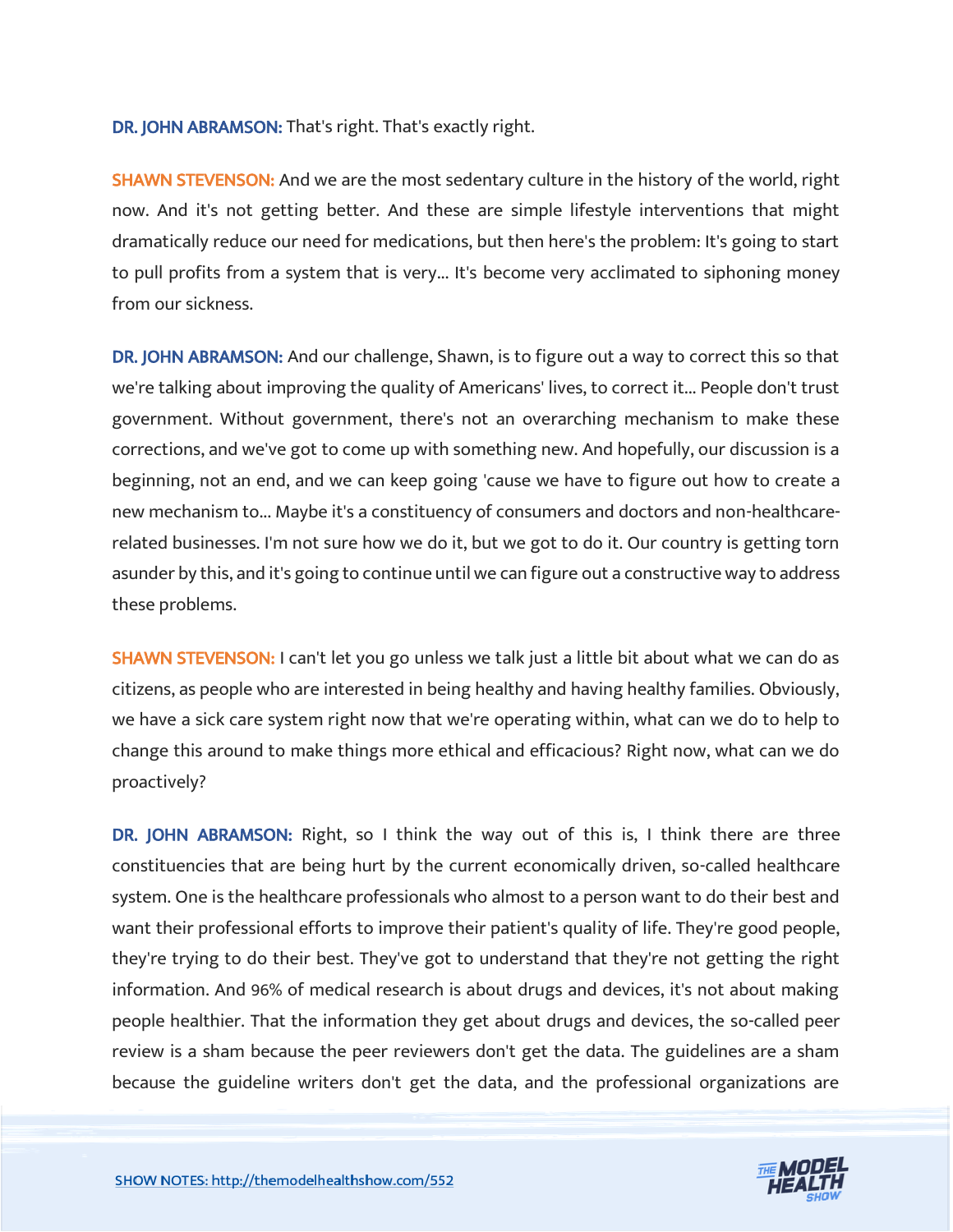**DR. JOHN ABRAMSON:** That's right. That's exactly right.

**SHAWN STEVENSON:** And we are the most sedentary culture in the history of the world, right now. And it's not getting better. And these are simple lifestyle interventions that might dramatically reduce our need for medications, but then here's the problem: It's going to start to pull profits from a system that is very... It's become very acclimated to siphoning money from our sickness.

**DR. JOHN ABRAMSON:** And our challenge, Shawn, is to figure out a way to correct this so that we're talking about improving the quality of Americans' lives, to correct it... People don't trust government. Without government, there's not an overarching mechanism to make these corrections, and we've got to come up with something new. And hopefully, our discussion is a beginning, not an end, and we can keep going 'cause we have to figure out how to create a new mechanism to... Maybe it's a constituency of consumers and doctors and non-healthcare-related businesses. I'm not sure how we do it, but we got to do it. Our country is getting torn asunder by this, and it's going to continue until we can figure out a constructive way to address these problems.

**SHAWN STEVENSON:** I can't let you go unless we talk just a little bit about what we can do as citizens, as people who are interested in being healthy and having healthy families. Obviously, we have a sick care system right now that we're operating within, what can we do to help to change this around to make things more ethical and efficacious? Right now, what can we do proactively?

**DR. JOHN ABRAMSON:** Right, so I think the way out of this is, I think there are three constituencies that are being hurt by the current economically driven, so-called healthcare system. One is the healthcare professionals who almost to a person want to do their best and want their professional efforts to improve their patient's quality of life. They're good people, they're trying to do their best. They've got to understand that they're not getting the right information. And 96% of medical research is about drugs and devices, it's not about making people healthier. That the information they get about drugs and devices, the so-called peer review is a sham because the peer reviewers don't get the data. The guidelines are a sham because the guideline writers don't get the data, and the professional organizations are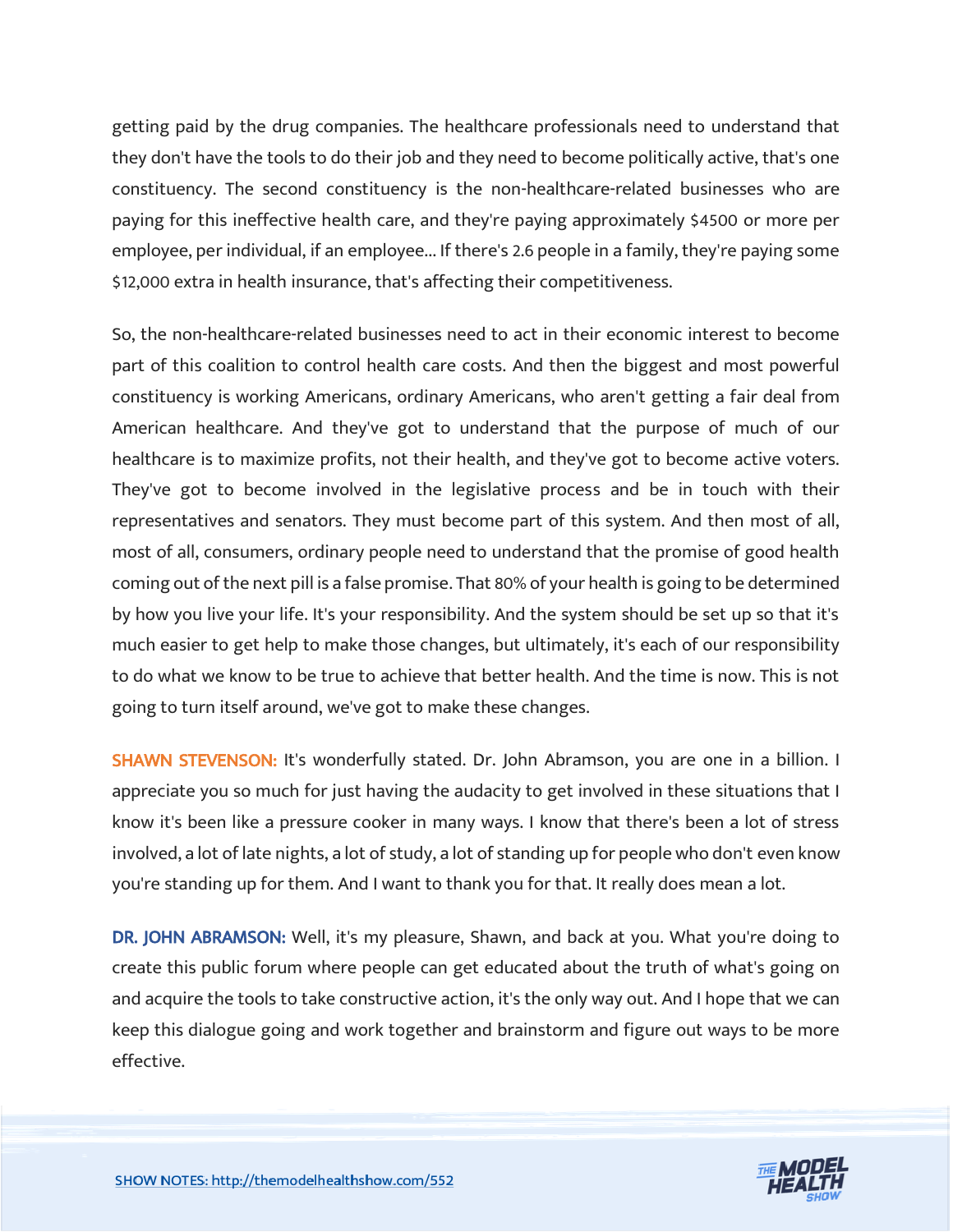getting paid by the drug companies. The healthcare professionals need to understand that they don't have the tools to do their job and they need to become politically active, that's one constituency. The second constituency is the non-healthcare-related businesses who are paying for this ineffective health care, and they're paying approximately $4500 or more per employee, per individual, if an employee... If there's 2.6 people in a family, they're paying some $12,000 extra in health insurance, that's affecting their competitiveness.

So, the non-healthcare-related businesses need to act in their economic interest to become part of this coalition to control health care costs. And then the biggest and most powerful constituency is working Americans, ordinary Americans, who aren't getting a fair deal from American healthcare. And they've got to understand that the purpose of much of our healthcare is to maximize profits, not their health, and they've got to become active voters. They've got to become involved in the legislative process and be in touch with their representatives and senators. They must become part of this system. And then most of all, most of all, consumers, ordinary people need to understand that the promise of good health coming out of the next pill is a false promise. That 80% of your health is going to be determined by how you live your life. It's your responsibility. And the system should be set up so that it's much easier to get help to make those changes, but ultimately, it's each of our responsibility to do what we know to be true to achieve that better health. And the time is now. This is not going to turn itself around, we've got to make these changes.

**SHAWN STEVENSON:** It's wonderfully stated. Dr. John Abramson, you are one in a billion. I appreciate you so much for just having the audacity to get involved in these situations that I know it's been like a pressure cooker in many ways. I know that there's been a lot of stress involved, a lot of late nights, a lot of study, a lot of standing up for people who don't even know you're standing up for them. And I want to thank you for that. It really does mean a lot.

**DR. JOHN ABRAMSON:** Well, it's my pleasure, Shawn, and back at you. What you're doing to create this public forum where people can get educated about the truth of what's going on and acquire the tools to take constructive action, it's the only way out. And I hope that we can keep this dialogue going and work together and brainstorm and figure out ways to be more effective.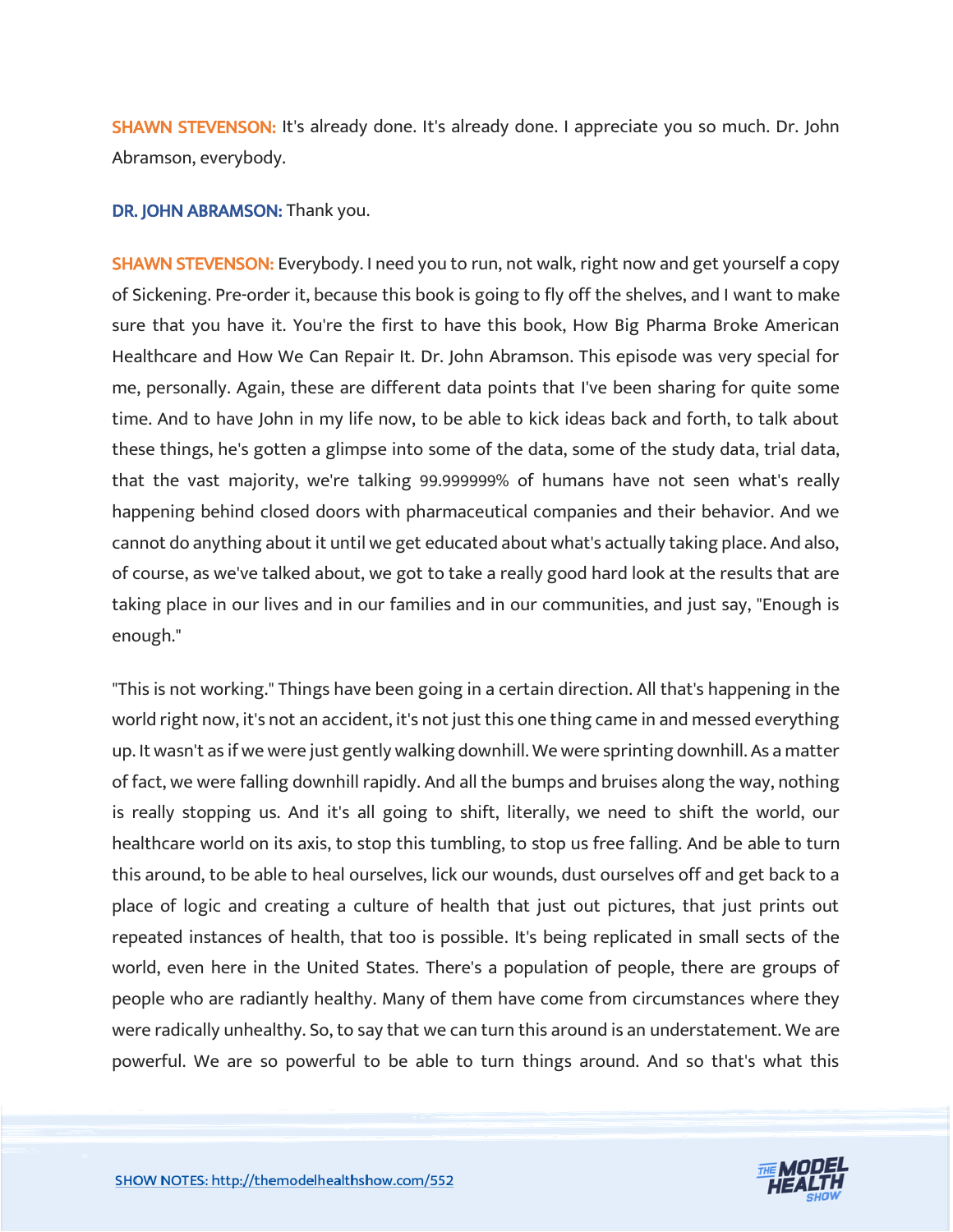**SHAWN STEVENSON:** It's already done. It's already done. I appreciate you so much. Dr. John Abramson, everybody.

**DR. JOHN ABRAMSON:** Thank you.

**SHAWN STEVENSON:** Everybody. I need you to run, not walk, right now and get yourself a copy of Sickening. Pre-order it, because this book is going to fly off the shelves, and I want to make sure that you have it. You're the first to have this book, How Big Pharma Broke American Healthcare and How We Can Repair It. Dr. John Abramson. This episode was very special for me, personally. Again, these are different data points that I've been sharing for quite some time. And to have John in my life now, to be able to kick ideas back and forth, to talk about these things, he's gotten a glimpse into some of the data, some of the study data, trial data, that the vast majority, we're talking 99.999999% of humans have not seen what's really happening behind closed doors with pharmaceutical companies and their behavior. And we cannot do anything about it until we get educated about what's actually taking place. And also, of course, as we've talked about, we got to take a really good hard look at the results that are taking place in our lives and in our families and in our communities, and just say, "Enough is enough."

"This is not working." Things have been going in a certain direction. All that's happening in the world right now, it's not an accident, it's not just this one thing came in and messed everything up. It wasn't as if we were just gently walking downhill. We were sprinting downhill. As a matter of fact, we were falling downhill rapidly. And all the bumps and bruises along the way, nothing is really stopping us. And it's all going to shift, literally, we need to shift the world, our healthcare world on its axis, to stop this tumbling, to stop us free falling. And be able to turn this around, to be able to heal ourselves, lick our wounds, dust ourselves off and get back to a place of logic and creating a culture of health that just out pictures, that just prints out repeated instances of health, that too is possible. It's being replicated in small sects of the world, even here in the United States. There's a population of people, there are groups of people who are radiantly healthy. Many of them have come from circumstances where they were radically unhealthy. So, to say that we can turn this around is an understatement. We are powerful. We are so powerful to be able to turn things around. And so that's what this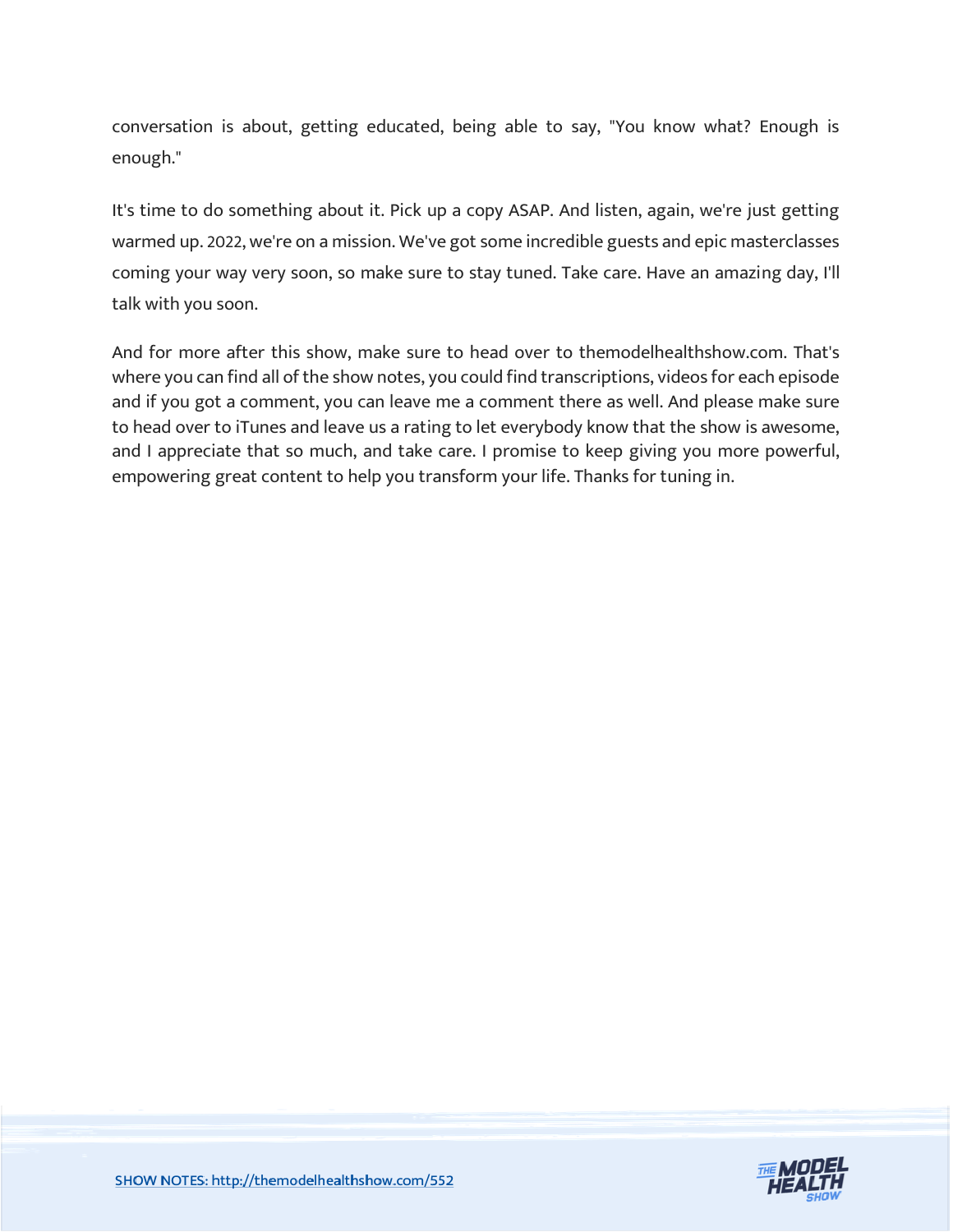conversation is about, getting educated, being able to say, "You know what? Enough is enough."

It's time to do something about it. Pick up a copy ASAP. And listen, again, we're just getting warmed up. 2022, we're on a mission. We've got some incredible guests and epic masterclasses coming your way very soon, so make sure to stay tuned. Take care. Have an amazing day, I'll talk with you soon.

And for more after this show, make sure to head over to themodelhealthshow.com. That's where you can find all of the show notes, you could find transcriptions, videos for each episode and if you got a comment, you can leave me a comment there as well. And please make sure to head over to iTunes and leave us a rating to let everybody know that the show is awesome, and I appreciate that so much, and take care. I promise to keep giving you more powerful, empowering great content to help you transform your life. Thanks for tuning in.